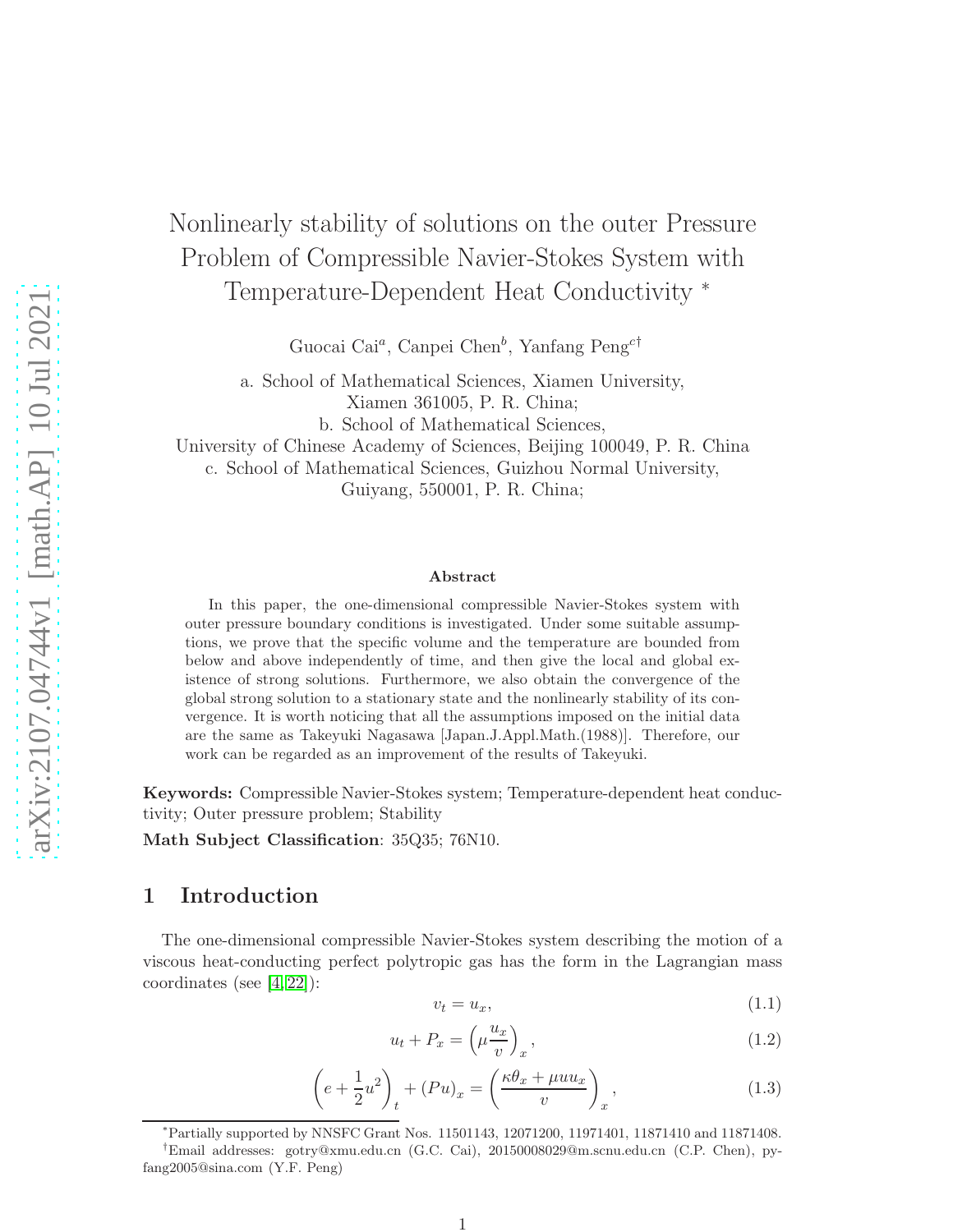# Nonlinearly stability of solutions on the outer Pressure Problem of Compressible Navier-Stokes System with Temperature-Dependent Heat Conductivity *

Guocai Cai[a], Canpei Chen[b], Yanfang Peng[c†]

a. School of Mathematical Sciences, Xiamen University, Xiamen 361005, P. R. China;

b. School of Mathematical Sciences, University of Chinese Academy of Sciences, Beijing 100049, P. R. China

c. School of Mathematical Sciences, Guizhou Normal University, Guiyang, 550001, P. R. China;

### Abstract

In this paper, the one-dimensional compressible Navier-Stokes system with outer pressure boundary conditions is investigated. Under some suitable assumptions, we prove that the specific volume and the temperature are bounded from below and above independently of time, and then give the local and global existence of strong solutions. Furthermore, we also obtain the convergence of the global strong solution to a stationary state and the nonlinearly stability of its convergence. It is worth noticing that all the assumptions imposed on the initial data are the same as Takeyuki Nagasawa [Japan.J.Appl.Math.(1988)]. Therefore, our work can be regarded as an improvement of the results of Takeyuki.

**Keywords:** Compressible Navier-Stokes system; Temperature-dependent heat conductivity; Outer pressure problem; Stability

**Math Subject Classification**: 35Q35; 76N10.

## 1 Introduction

The one-dimensional compressible Navier-Stokes system describing the motion of a viscous heat-conducting perfect polytropic gas has the form in the Lagrangian mass coordinates (see [4, 22]):

$$v_t = u_x, \tag{1.1}$$

$$u_t + P_x = \left(\mu \frac{u_x}{v}\right)_x, \tag{1.2}$$

$$\left(e + \frac{1}{2}u^2\right)_t + (Pu)_x = \left(\frac{\kappa\theta_x + \mu u u_x}{v}\right)_x, \tag{1.3}$$

*Partially supported by NNSFC Grant Nos. 11501143, 12071200, 11971401, 11871410 and 11871408.

†Email addresses: gotry@xmu.edu.cn (G.C. Cai), 20150008029@m.scnu.edu.cn (C.P. Chen), pyfang2005@sina.com (Y.F. Peng)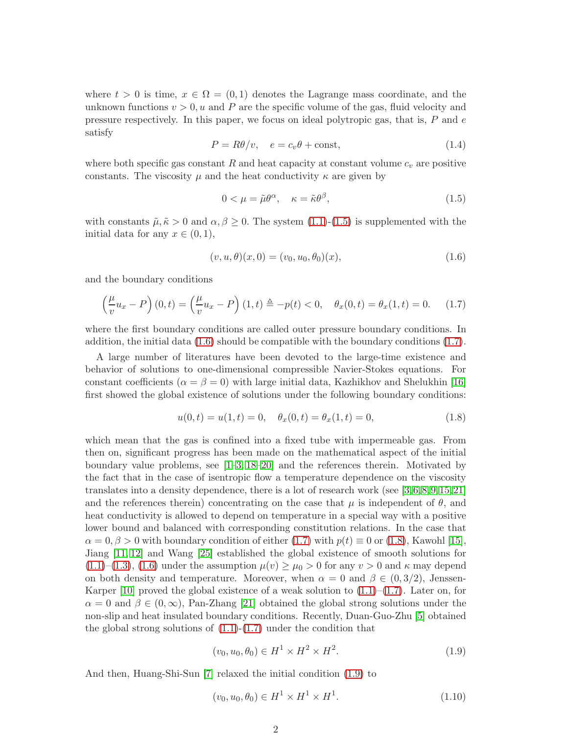where $t > 0$ is time, $x \in \Omega = (0,1)$ denotes the Lagrange mass coordinate, and the unknown functions $v > 0, u$ and $P$ are the specific volume of the gas, fluid velocity and pressure respectively. In this paper, we focus on ideal polytropic gas, that is, $P$ and $e$ satisfy

$$P = R\theta/v, \quad e = c_v\theta + \text{const}, \tag{1.4}$$

where both specific gas constant $R$ and heat capacity at constant volume $c_v$ are positive constants. The viscosity $\mu$ and the heat conductivity $\kappa$ are given by

$$0 < \mu = \tilde{\mu}\theta^{\alpha}, \quad \kappa = \tilde{\kappa}\theta^{\beta}, \tag{1.5}$$

with constants $\tilde{\mu}, \tilde{\kappa} > 0$ and $\alpha, \beta \geq 0$. The system (1.1)-(1.5) is supplemented with the initial data for any $x \in (0,1)$,

$$(v, u, \theta)(x, 0) = (v_0, u_0, \theta_0)(x), \tag{1.6}$$

and the boundary conditions

$$\left(\frac{\mu}{v}u_x - P\right)(0,t) = \left(\frac{\mu}{v}u_x - P\right)(1,t) \triangleq -p(t) < 0, \quad \theta_x(0,t) = \theta_x(1,t) = 0. \tag{1.7}$$

where the first boundary conditions are called outer pressure boundary conditions. In addition, the initial data (1.6) should be compatible with the boundary conditions (1.7).

A large number of literatures have been devoted to the large-time existence and behavior of solutions to one-dimensional compressible Navier-Stokes equations. For constant coefficients ($\alpha = \beta = 0$) with large initial data, Kazhikhov and Shelukhin [16] first showed the global existence of solutions under the following boundary conditions:

$$u(0,t) = u(1,t) = 0, \quad \theta_x(0,t) = \theta_x(1,t) = 0, \tag{1.8}$$

which mean that the gas is confined into a fixed tube with impermeable gas. From then on, significant progress has been made on the mathematical aspect of the initial boundary value problems, see [1–3, 18–20] and the references therein. Motivated by the fact that in the case of isentropic flow a temperature dependence on the viscosity translates into a density dependence, there is a lot of research work (see [3, 6, 8, 9, 15, 21] and the references therein) concentrating on the case that $\mu$ is independent of $\theta$, and heat conductivity is allowed to depend on temperature in a special way with a positive lower bound and balanced with corresponding constitution relations. In the case that $\alpha = 0, \beta > 0$ with boundary condition of either (1.7) with $p(t) \equiv 0$ or (1.8), Kawohl [15], Jiang [11, 12] and Wang [25] established the global existence of smooth solutions for (1.1)–(1.3), (1.6) under the assumption $\mu(v) \geq \mu_0 > 0$ for any $v > 0$ and $\kappa$ may depend on both density and temperature. Moreover, when $\alpha = 0$ and $\beta \in (0, 3/2)$, Jenssen-Karper [10] proved the global existence of a weak solution to (1.1)–(1.7). Later on, for $\alpha = 0$ and $\beta \in (0, \infty)$, Pan-Zhang [21] obtained the global strong solutions under the non-slip and heat insulated boundary conditions. Recently, Duan-Guo-Zhu [5] obtained the global strong solutions of (1.1)-(1.7) under the condition that

$$(v_0, u_0, \theta_0) \in H^1 \times H^2 \times H^2. \tag{1.9}$$

And then, Huang-Shi-Sun [7] relaxed the initial condition (1.9) to

$$(v_0, u_0, \theta_0) \in H^1 \times H^1 \times H^1. \tag{1.10}$$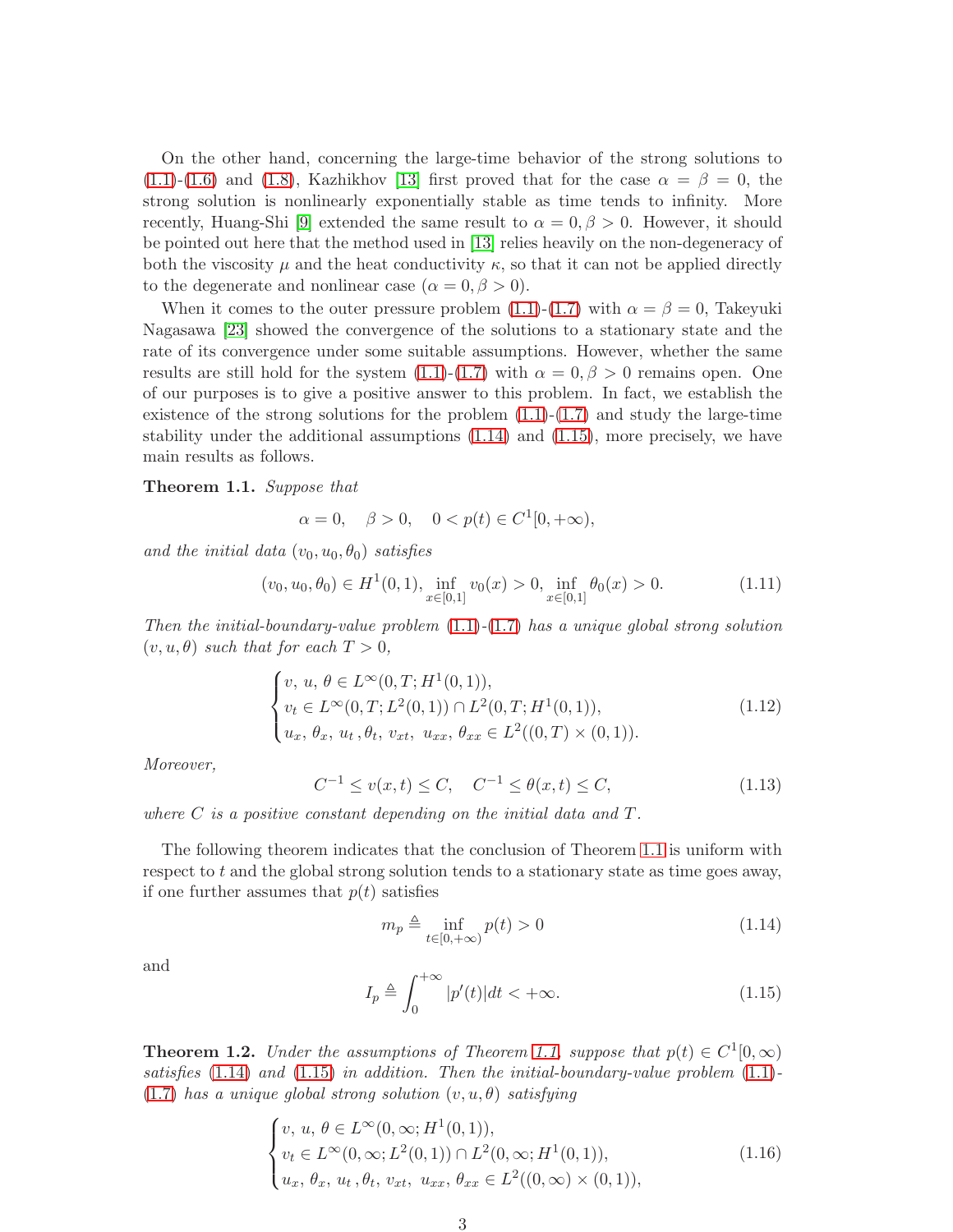On the other hand, concerning the large-time behavior of the strong solutions to (1.1)-(1.6) and (1.8), Kazhikhov [13] first proved that for the case $\alpha = \beta = 0$, the strong solution is nonlinearly exponentially stable as time tends to infinity. More recently, Huang-Shi [9] extended the same result to $\alpha = 0, \beta > 0$. However, it should be pointed out here that the method used in [13] relies heavily on the non-degeneracy of both the viscosity $\mu$ and the heat conductivity $\kappa$, so that it can not be applied directly to the degenerate and nonlinear case ($\alpha = 0, \beta > 0$).

When it comes to the outer pressure problem (1.1)-(1.7) with $\alpha = \beta = 0$, Takeyuki Nagasawa [23] showed the convergence of the solutions to a stationary state and the rate of its convergence under some suitable assumptions. However, whether the same results are still hold for the system (1.1)-(1.7) with $\alpha = 0, \beta > 0$ remains open. One of our purposes is to give a positive answer to this problem. In fact, we establish the existence of the strong solutions for the problem (1.1)-(1.7) and study the large-time stability under the additional assumptions (1.14) and (1.15), more precisely, we have main results as follows.

**Theorem 1.1.** *Suppose that*

$$\alpha = 0, \quad \beta > 0, \quad 0 < p(t) \in C^1[0, +\infty),$$

*and the initial data $(v_0, u_0, \theta_0)$ satisfies*

$$(v_0, u_0, \theta_0) \in H^1(0,1), \inf_{x\in[0,1]} v_0(x) > 0, \inf_{x\in[0,1]} \theta_0(x) > 0. \tag{1.11}$$

*Then the initial-boundary-value problem (1.1)-(1.7) has a unique global strong solution $(v, u, \theta)$ such that for each $T > 0$,*

$$\begin{cases} v,\, u,\, \theta \in L^\infty(0, T; H^1(0,1)), \\ v_t \in L^\infty(0, T; L^2(0,1)) \cap L^2(0, T; H^1(0,1)), \\ u_x,\, \theta_x,\, u_t\,, \theta_t,\, v_{xt},\; u_{xx},\, \theta_{xx} \in L^2((0,T) \times (0,1)). \end{cases} \tag{1.12}$$

*Moreover,*

$$C^{-1} \le v(x,t) \le C, \quad C^{-1} \le \theta(x,t) \le C, \tag{1.13}$$

*where $C$ is a positive constant depending on the initial data and $T$.*

The following theorem indicates that the conclusion of Theorem 1.1 is uniform with respect to $t$ and the global strong solution tends to a stationary state as time goes away, if one further assumes that $p(t)$ satisfies

$$m_p \triangleq \inf_{t\in[0,+\infty)} p(t) > 0 \tag{1.14}$$

and

$$I_p \triangleq \int_0^{+\infty} |p'(t)| dt < +\infty. \tag{1.15}$$

**Theorem 1.2.** *Under the assumptions of Theorem 1.1, suppose that $p(t) \in C^1[0, \infty)$ satisfies (1.14) and (1.15) in addition. Then the initial-boundary-value problem (1.1)-(1.7) has a unique global strong solution $(v, u, \theta)$ satisfying*

$$\begin{cases} v,\, u,\, \theta \in L^\infty(0, \infty; H^1(0,1)), \\ v_t \in L^\infty(0, \infty; L^2(0,1)) \cap L^2(0, \infty; H^1(0,1)), \\ u_x,\, \theta_x,\, u_t\,, \theta_t,\, v_{xt},\; u_{xx},\, \theta_{xx} \in L^2((0,\infty) \times (0,1)), \end{cases} \tag{1.16}$$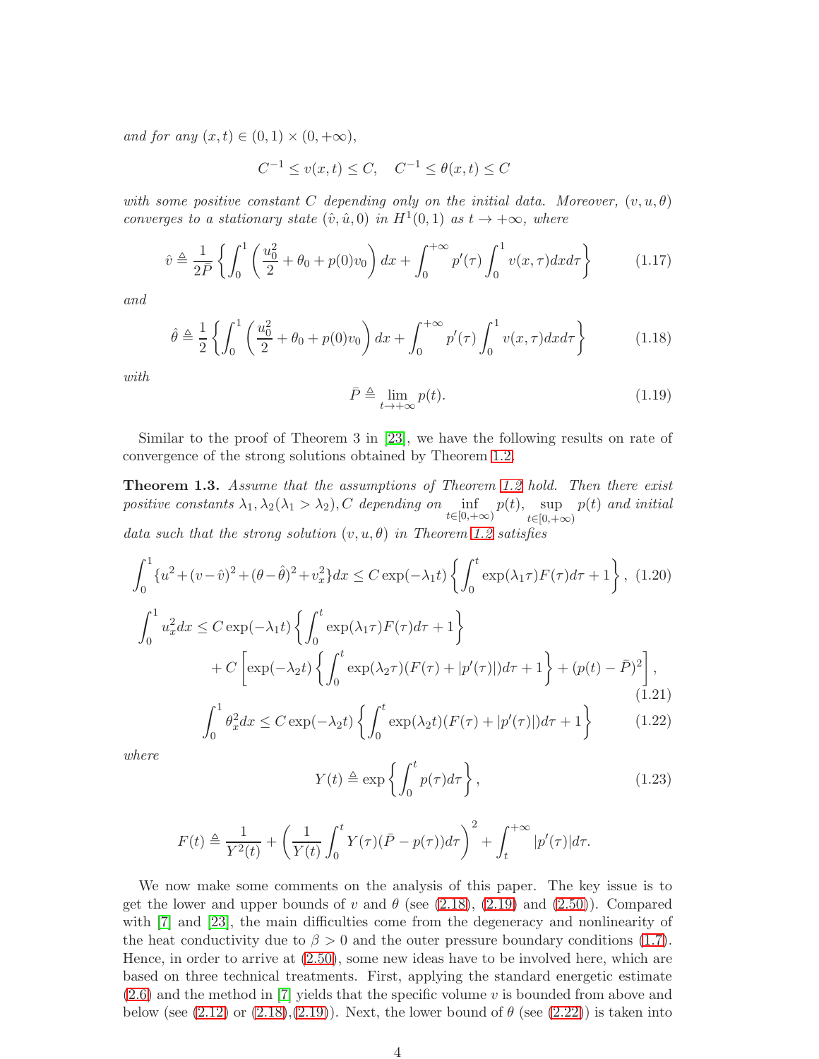*and for any* $(x,t) \in (0,1) \times (0,+\infty)$,

$$C^{-1} \le v(x,t) \le C, \quad C^{-1} \le \theta(x,t) \le C$$

*with some positive constant* $C$ *depending only on the initial data. Moreover,* $(v,u,\theta)$ *converges to a stationary state* $(\hat{v},\hat{u},0)$ *in* $H^1(0,1)$ *as* $t \to +\infty$*, where*

$$\hat{v} \triangleq \frac{1}{2\bar{P}} \left\{ \int_0^1 \left( \frac{u_0^2}{2} + \theta_0 + p(0) v_0 \right) dx + \int_0^{+\infty} p'(\tau) \int_0^1 v(x,\tau) dx d\tau \right\} \tag{1.17}$$

*and*

$$\hat{\theta} \triangleq \frac{1}{2} \left\{ \int_0^1 \left( \frac{u_0^2}{2} + \theta_0 + p(0) v_0 \right) dx + \int_0^{+\infty} p'(\tau) \int_0^1 v(x,\tau) dx d\tau \right\} \tag{1.18}$$

*with*

$$\bar{P} \triangleq \lim_{t \to +\infty} p(t). \tag{1.19}$$

Similar to the proof of Theorem 3 in [23], we have the following results on rate of convergence of the strong solutions obtained by Theorem 1.2.

**Theorem 1.3.** *Assume that the assumptions of Theorem 1.2 hold. Then there exist positive constants* $\lambda_1, \lambda_2 (\lambda_1 > \lambda_2), C$ *depending on* $\inf\limits_{t \in [0,+\infty)} p(t)$, $\sup\limits_{t \in [0,+\infty)} p(t)$ *and initial data such that the strong solution* $(v,u,\theta)$ *in Theorem 1.2 satisfies*

$$\int_0^1 \{u^2 + (v-\hat{v})^2 + (\theta - \hat{\theta})^2 + v_x^2\} dx \le C \exp(-\lambda_1 t) \left\{ \int_0^t \exp(\lambda_1 \tau) F(\tau) d\tau + 1 \right\}, \tag{1.20}$$

$$\begin{aligned} \int_0^1 u_x^2 dx \le & \, C \exp(-\lambda_1 t) \left\{ \int_0^t \exp(\lambda_1 \tau) F(\tau) d\tau + 1 \right\} \\ & + C \left[ \exp(-\lambda_2 t) \left\{ \int_0^t \exp(\lambda_2 \tau)(F(\tau) + |p'(\tau)|) d\tau + 1 \right\} + (p(t) - \bar{P})^2 \right], \end{aligned} \tag{1.21}$$

$$\int_0^1 \theta_x^2 dx \le C \exp(-\lambda_2 t) \left\{ \int_0^t \exp(\lambda_2 t)(F(\tau) + |p'(\tau)|) d\tau + 1 \right\} \tag{1.22}$$

*where*

$$Y(t) \triangleq \exp\left\{ \int_0^t p(\tau) d\tau \right\}, \tag{1.23}$$

$$F(t) \triangleq \frac{1}{Y^2(t)} + \left( \frac{1}{Y(t)} \int_0^t Y(\tau)(\bar{P} - p(\tau)) d\tau \right)^2 + \int_t^{+\infty} |p'(\tau)| d\tau.$$

We now make some comments on the analysis of this paper. The key issue is to get the lower and upper bounds of $v$ and $\theta$ (see (2.18), (2.19) and (2.50)). Compared with [7] and [23], the main difficulties come from the degeneracy and nonlinearity of the heat conductivity due to $\beta > 0$ and the outer pressure boundary conditions (1.7). Hence, in order to arrive at (2.50), some new ideas have to be involved here, which are based on three technical treatments. First, applying the standard energetic estimate (2.6) and the method in [7] yields that the specific volume $v$ is bounded from above and below (see (2.12) or (2.18),(2.19)). Next, the lower bound of $\theta$ (see (2.22)) is taken into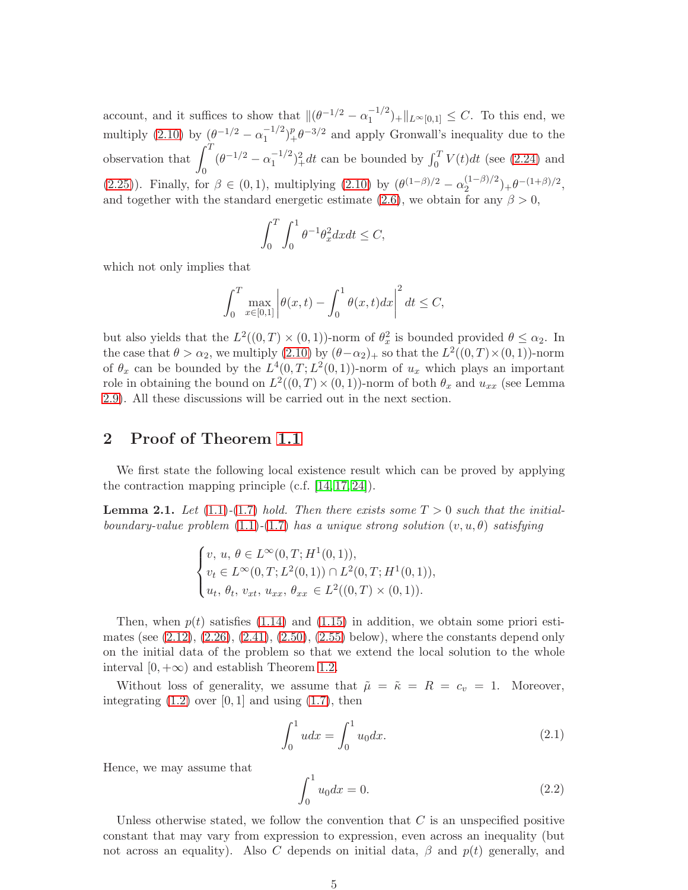account, and it suffices to show that $\|(\theta^{-1/2}-\alpha_1^{-1/2})_+\|_{L^\infty[0,1]}\le C$. To this end, we multiply (2.10) by $(\theta^{-1/2}-\alpha_1^{-1/2})_+^p\theta^{-3/2}$ and apply Gronwall's inequality due to the observation that $\int_0^T(\theta^{-1/2}-\alpha_1^{-1/2})_+^2dt$ can be bounded by $\int_0^T V(t)dt$ (see (2.24) and (2.25)). Finally, for $\beta\in(0,1)$, multiplying (2.10) by $(\theta^{(1-\beta)/2}-\alpha_2^{(1-\beta)/2})_+\theta^{-(1+\beta)/2}$, and together with the standard energetic estimate (2.6), we obtain for any $\beta>0$,

$$\int_0^T\int_0^1\theta^{-1}\theta_x^2dxdt\le C,$$

which not only implies that

$$\int_0^T\max_{x\in[0,1]}\left|\theta(x,t)-\int_0^1\theta(x,t)dx\right|^2dt\le C,$$

but also yields that the $L^2((0,T)\times(0,1))$-norm of $\theta_x^2$ is bounded provided $\theta\le\alpha_2$. In the case that $\theta>\alpha_2$, we multiply (2.10) by $(\theta-\alpha_2)_+$ so that the $L^2((0,T)\times(0,1))$-norm of $\theta_x$ can be bounded by the $L^4(0,T;L^2(0,1))$-norm of $u_x$ which plays an important role in obtaining the bound on $L^2((0,T)\times(0,1))$-norm of both $\theta_x$ and $u_{xx}$ (see Lemma 2.9). All these discussions will be carried out in the next section.

## 2 Proof of Theorem 1.1

We first state the following local existence result which can be proved by applying the contraction mapping principle (c.f. [14,17,24]).

**Lemma 2.1.** *Let (1.1)-(1.7) hold. Then there exists some $T>0$ such that the initial-boundary-value problem (1.1)-(1.7) has a unique strong solution $(v,u,\theta)$ satisfying*

$$\begin{cases} v,\ u,\ \theta\in L^\infty(0,T;H^1(0,1)),\\ v_t\in L^\infty(0,T;L^2(0,1))\cap L^2(0,T;H^1(0,1)),\\ u_t,\ \theta_t,\ v_{xt},\ u_{xx},\ \theta_{xx}\in L^2((0,T)\times(0,1)). \end{cases}$$

Then, when $p(t)$ satisfies (1.14) and (1.15) in addition, we obtain some priori estimates (see (2.12), (2.26), (2.41), (2.50), (2.55) below), where the constants depend only on the initial data of the problem so that we extend the local solution to the whole interval $[0,+\infty)$ and establish Theorem 1.2.

Without loss of generality, we assume that $\tilde\mu=\tilde\kappa=R=c_v=1$. Moreover, integrating (1.2) over $[0,1]$ and using (1.7), then

$$\int_0^1 udx=\int_0^1 u_0dx. \tag{2.1}$$

Hence, we may assume that

$$\int_0^1 u_0dx=0. \tag{2.2}$$

Unless otherwise stated, we follow the convention that $C$ is an unspecified positive constant that may vary from expression to expression, even across an inequality (but not across an equality). Also $C$ depends on initial data, $\beta$ and $p(t)$ generally, and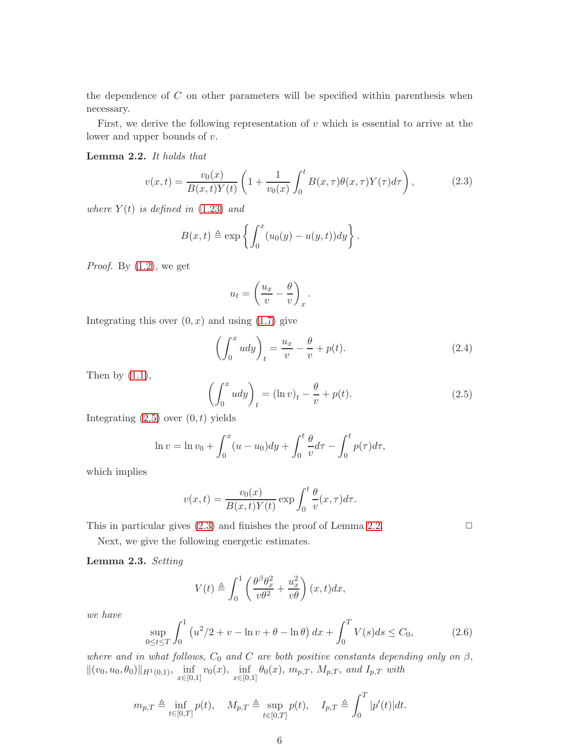the dependence of $C$ on other parameters will be specified within parenthesis when necessary.

First, we derive the following representation of $v$ which is essential to arrive at the lower and upper bounds of $v$.

**Lemma 2.2.** *It holds that*

$$v(x,t) = \frac{v_0(x)}{B(x,t)Y(t)}\left(1 + \frac{1}{v_0(x)}\int_0^t B(x,\tau)\theta(x,\tau)Y(\tau)d\tau\right), \tag{2.3}$$

*where $Y(t)$ is defined in (1.23) and*

$$B(x,t) \triangleq \exp\left\{\int_0^x (u_0(y) - u(y,t))dy\right\}.$$

*Proof.* By (1.2), we get

$$u_t = \left(\frac{u_x}{v} - \frac{\theta}{v}\right)_x.$$

Integrating this over $(0,x)$ and using (1.7) give

$$\left(\int_0^x u dy\right)_t = \frac{u_x}{v} - \frac{\theta}{v} + p(t). \tag{2.4}$$

Then by (1.1),

$$\left(\int_0^x u dy\right)_t = (\ln v)_t - \frac{\theta}{v} + p(t). \tag{2.5}$$

Integrating (2.5) over $(0,t)$ yields

$$\ln v = \ln v_0 + \int_0^x (u - u_0)dy + \int_0^t \frac{\theta}{v}d\tau - \int_0^t p(\tau)d\tau,$$

which implies

$$v(x,t) = \frac{v_0(x)}{B(x,t)Y(t)}\exp\int_0^t \frac{\theta}{v}(x,\tau)d\tau.$$

This in particular gives (2.3) and finishes the proof of Lemma 2.2. $\square$

Next, we give the following energetic estimates.

**Lemma 2.3.** *Setting*

$$V(t) \triangleq \int_0^1 \left(\frac{\theta^\beta \theta_x^2}{v\theta^2} + \frac{u_x^2}{v\theta}\right)(x,t)dx,$$

*we have*

$$\sup_{0\le t\le T}\int_0^1 \left(u^2/2 + v - \ln v + \theta - \ln\theta\right)dx + \int_0^T V(s)ds \le C_0, \tag{2.6}$$

*where and in what follows, $C_0$ and $C$ are both positive constants depending only on $\beta$, $\|(v_0,u_0,\theta_0)\|_{H^1(0,1)}$, $\inf\limits_{x\in[0,1]} v_0(x)$, $\inf\limits_{x\in[0,1]}\theta_0(x)$, $m_{p,T}$, $M_{p,T}$, and $I_{p,T}$ with*

$$m_{p,T} \triangleq \inf_{t\in[0,T]} p(t), \quad M_{p,T} \triangleq \sup_{t\in[0,T]} p(t), \quad I_{p,T} \triangleq \int_0^T |p'(t)|dt.$$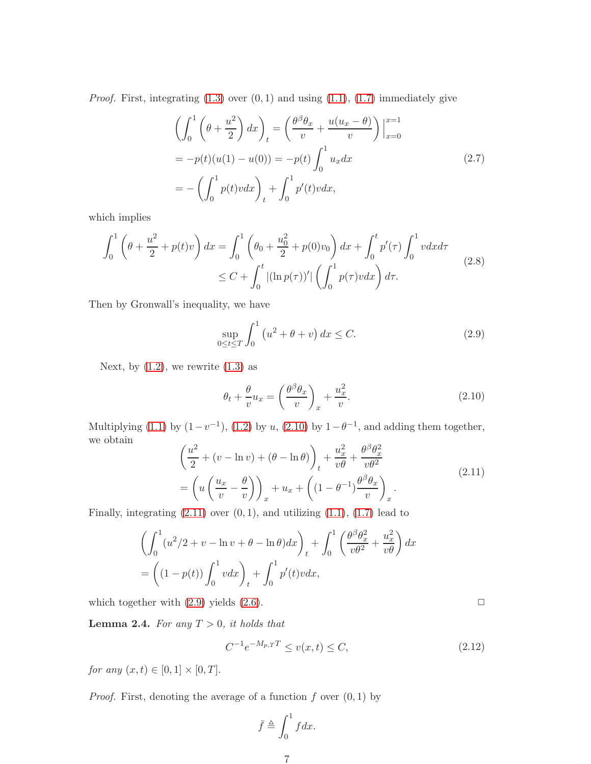*Proof.* First, integrating (1.3) over $(0,1)$ and using (1.1), (1.7) immediately give

$$
\begin{aligned}
&\left(\int_0^1 \left(\theta + \frac{u^2}{2}\right) dx\right)_t = \left(\frac{\theta^\beta \theta_x}{v} + \frac{u(u_x - \theta)}{v}\right)\Big|_{x=0}^{x=1} \\
&= -p(t)(u(1) - u(0)) = -p(t)\int_0^1 u_x dx \\
&= -\left(\int_0^1 p(t) v dx\right)_t + \int_0^1 p'(t) v dx,
\end{aligned}
\tag{2.7}
$$

which implies

$$
\begin{aligned}
\int_0^1 \left(\theta + \frac{u^2}{2} + p(t)v\right) dx &= \int_0^1 \left(\theta_0 + \frac{u_0^2}{2} + p(0)v_0\right) dx + \int_0^t p'(\tau)\int_0^1 v dx d\tau \\
&\le C + \int_0^t |(\ln p(\tau))'| \left(\int_0^1 p(\tau) v dx\right) d\tau.
\end{aligned}
\tag{2.8}
$$

Then by Gronwall's inequality, we have

$$
\sup_{0\le t\le T} \int_0^1 \left(u^2 + \theta + v\right) dx \le C. \tag{2.9}
$$

Next, by (1.2), we rewrite (1.3) as

$$
\theta_t + \frac{\theta}{v} u_x = \left(\frac{\theta^\beta \theta_x}{v}\right)_x + \frac{u_x^2}{v}. \tag{2.10}
$$

Multiplying (1.1) by $(1 - v^{-1})$, (1.2) by $u$, (2.10) by $1 - \theta^{-1}$, and adding them together, we obtain

$$
\begin{aligned}
&\left(\frac{u^2}{2} + (v - \ln v) + (\theta - \ln\theta)\right)_t + \frac{u_x^2}{v\theta} + \frac{\theta^\beta \theta_x^2}{v\theta^2} \\
&= \left(u\left(\frac{u_x}{v} - \frac{\theta}{v}\right)\right)_x + u_x + \left((1 - \theta^{-1})\frac{\theta^\beta \theta_x}{v}\right)_x.
\end{aligned}
\tag{2.11}
$$

Finally, integrating (2.11) over $(0,1)$, and utilizing (1.1), (1.7) lead to

$$
\begin{aligned}
&\left(\int_0^1 (u^2/2 + v - \ln v + \theta - \ln\theta) dx\right)_t + \int_0^1 \left(\frac{\theta^\beta \theta_x^2}{v\theta^2} + \frac{u_x^2}{v\theta}\right) dx \\
&= \left((1 - p(t))\int_0^1 v dx\right)_t + \int_0^1 p'(t) v dx,
\end{aligned}
$$

which together with (2.9) yields (2.6). □

**Lemma 2.4.** *For any $T > 0$, it holds that*

$$
C^{-1} e^{-M_{p,T} T} \le v(x,t) \le C, \tag{2.12}
$$

*for any $(x,t) \in [0,1] \times [0,T]$.*

*Proof.* First, denoting the average of a function $f$ over $(0,1)$ by

$$
\bar{f} \triangleq \int_0^1 f dx.
$$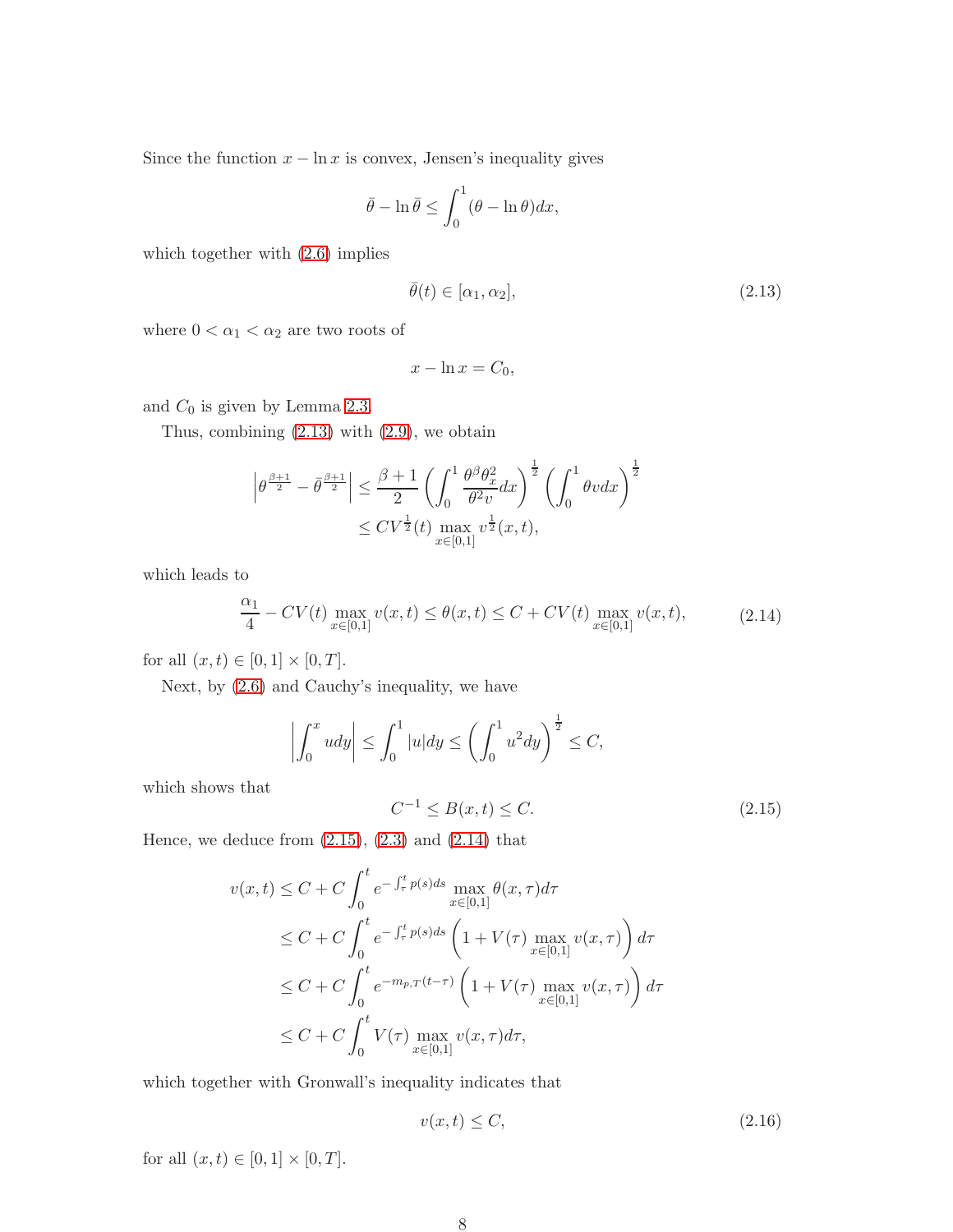Since the function $x - \ln x$ is convex, Jensen's inequality gives

$$\bar{\theta} - \ln \bar{\theta} \le \int_0^1 (\theta - \ln \theta) dx,$$

which together with (2.6) implies

$$\bar{\theta}(t) \in [\alpha_1, \alpha_2], \tag{2.13}$$

where $0 < \alpha_1 < \alpha_2$ are two roots of

$$x - \ln x = C_0,$$

and $C_0$ is given by Lemma 2.3.

Thus, combining (2.13) with (2.9), we obtain

$$\begin{aligned}
\left|\theta^{\frac{\beta+1}{2}} - \bar{\theta}^{\frac{\beta+1}{2}}\right| &\le \frac{\beta+1}{2} \left(\int_0^1 \frac{\theta^\beta \theta_x^2}{\theta^2 v} dx\right)^{\frac{1}{2}} \left(\int_0^1 \theta v dx\right)^{\frac{1}{2}} \\
&\le C V^{\frac{1}{2}}(t) \max_{x\in[0,1]} v^{\frac{1}{2}}(x,t),
\end{aligned}$$

which leads to

$$\frac{\alpha_1}{4} - CV(t) \max_{x\in[0,1]} v(x,t) \le \theta(x,t) \le C + CV(t) \max_{x\in[0,1]} v(x,t), \tag{2.14}$$

for all $(x,t) \in [0,1] \times [0,T]$.

Next, by (2.6) and Cauchy's inequality, we have

$$\left|\int_0^x u dy\right| \le \int_0^1 |u| dy \le \left(\int_0^1 u^2 dy\right)^{\frac{1}{2}} \le C,$$

which shows that

$$C^{-1} \le B(x,t) \le C. \tag{2.15}$$

Hence, we deduce from (2.15), (2.3) and (2.14) that

$$\begin{aligned}
v(x,t) &\le C + C\int_0^t e^{-\int_\tau^t p(s)ds} \max_{x\in[0,1]} \theta(x,\tau) d\tau \\
&\le C + C\int_0^t e^{-\int_\tau^t p(s)ds} \left(1 + V(\tau) \max_{x\in[0,1]} v(x,\tau)\right) d\tau \\
&\le C + C\int_0^t e^{-m_{p,T}(t-\tau)} \left(1 + V(\tau) \max_{x\in[0,1]} v(x,\tau)\right) d\tau \\
&\le C + C\int_0^t V(\tau) \max_{x\in[0,1]} v(x,\tau) d\tau,
\end{aligned}$$

which together with Gronwall's inequality indicates that

$$v(x,t) \le C, \tag{2.16}$$

for all $(x,t) \in [0,1] \times [0,T]$.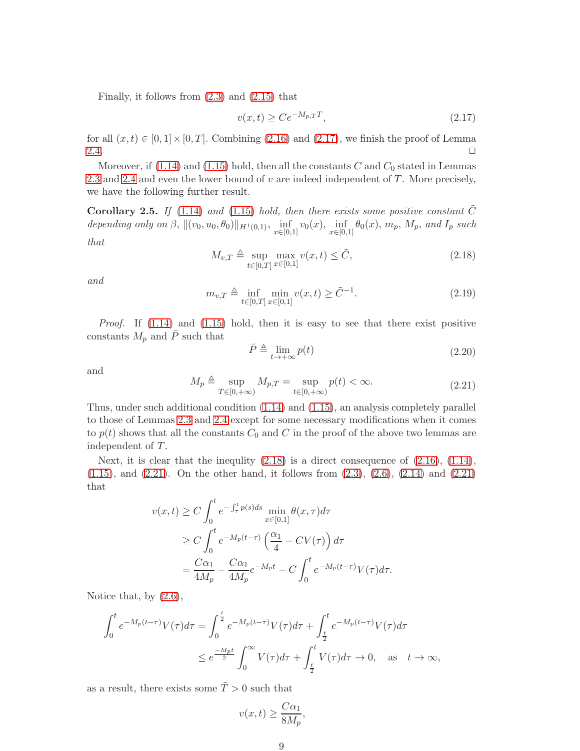Finally, it follows from (2.3) and (2.15) that

$$v(x,t) \geq Ce^{-M_{p,T}T}, \tag{2.17}$$

for all $(x,t) \in [0,1] \times [0,T]$. Combining (2.16) and (2.17), we finish the proof of Lemma 2.4. □

Moreover, if (1.14) and (1.15) hold, then all the constants $C$ and $C_0$ stated in Lemmas 2.3 and 2.4 and even the lower bound of $v$ are indeed independent of $T$. More precisely, we have the following further result.

**Corollary 2.5.** *If (1.14) and (1.15) hold, then there exists some positive constant $\tilde{C}$ depending only on $\beta$, $\|(v_0,u_0,\theta_0)\|_{H^1(0,1)}$, $\inf_{x\in[0,1]} v_0(x)$, $\inf_{x\in[0,1]} \theta_0(x)$, $m_p$, $M_p$, and $I_p$ such that*

$$M_{v,T} \triangleq \sup_{t\in[0,T]} \max_{x\in[0,1]} v(x,t) \leq \tilde{C}, \tag{2.18}$$

*and*

$$m_{v,T} \triangleq \inf_{t\in[0,T]} \min_{x\in[0,1]} v(x,t) \geq \tilde{C}^{-1}. \tag{2.19}$$

*Proof.* If (1.14) and (1.15) hold, then it is easy to see that there exist positive constants $M_p$ and $\bar{P}$ such that

$$\bar{P} \triangleq \lim_{t\to+\infty} p(t) \tag{2.20}$$

and

$$M_p \triangleq \sup_{T\in[0,+\infty)} M_{p,T} = \sup_{t\in[0,+\infty)} p(t) < \infty. \tag{2.21}$$

Thus, under such additional condition (1.14) and (1.15), an analysis completely parallel to those of Lemmas 2.3 and 2.4 except for some necessary modifications when it comes to $p(t)$ shows that all the constants $C_0$ and $C$ in the proof of the above two lemmas are independent of $T$.

Next, it is clear that the inequlity (2.18) is a direct consequence of (2.16), (1.14), (1.15), and (2.21). On the other hand, it follows from (2.3), (2.6), (2.14) and (2.21) that

$$\begin{aligned}
v(x,t) &\geq C\int_0^t e^{-\int_\tau^t p(s)ds} \min_{x\in[0,1]} \theta(x,\tau)d\tau \\
&\geq C\int_0^t e^{-M_p(t-\tau)} \left(\frac{\alpha_1}{4} - CV(\tau)\right) d\tau \\
&= \frac{C\alpha_1}{4M_p} - \frac{C\alpha_1}{4M_p}e^{-M_p t} - C\int_0^t e^{-M_p(t-\tau)}V(\tau)d\tau.
\end{aligned}$$

Notice that, by (2.6),

$$\begin{aligned}
\int_0^t e^{-M_p(t-\tau)}V(\tau)d\tau &= \int_0^{\frac{t}{2}} e^{-M_p(t-\tau)}V(\tau)d\tau + \int_{\frac{t}{2}}^t e^{-M_p(t-\tau)}V(\tau)d\tau \\
&\leq e^{\frac{-M_p t}{2}} \int_0^\infty V(\tau)d\tau + \int_{\frac{t}{2}}^t V(\tau)d\tau \to 0, \quad \text{as} \quad t\to\infty,
\end{aligned}$$

as a result, there exists some $\tilde{T} > 0$ such that

$$v(x,t) \geq \frac{C\alpha_1}{8M_p},$$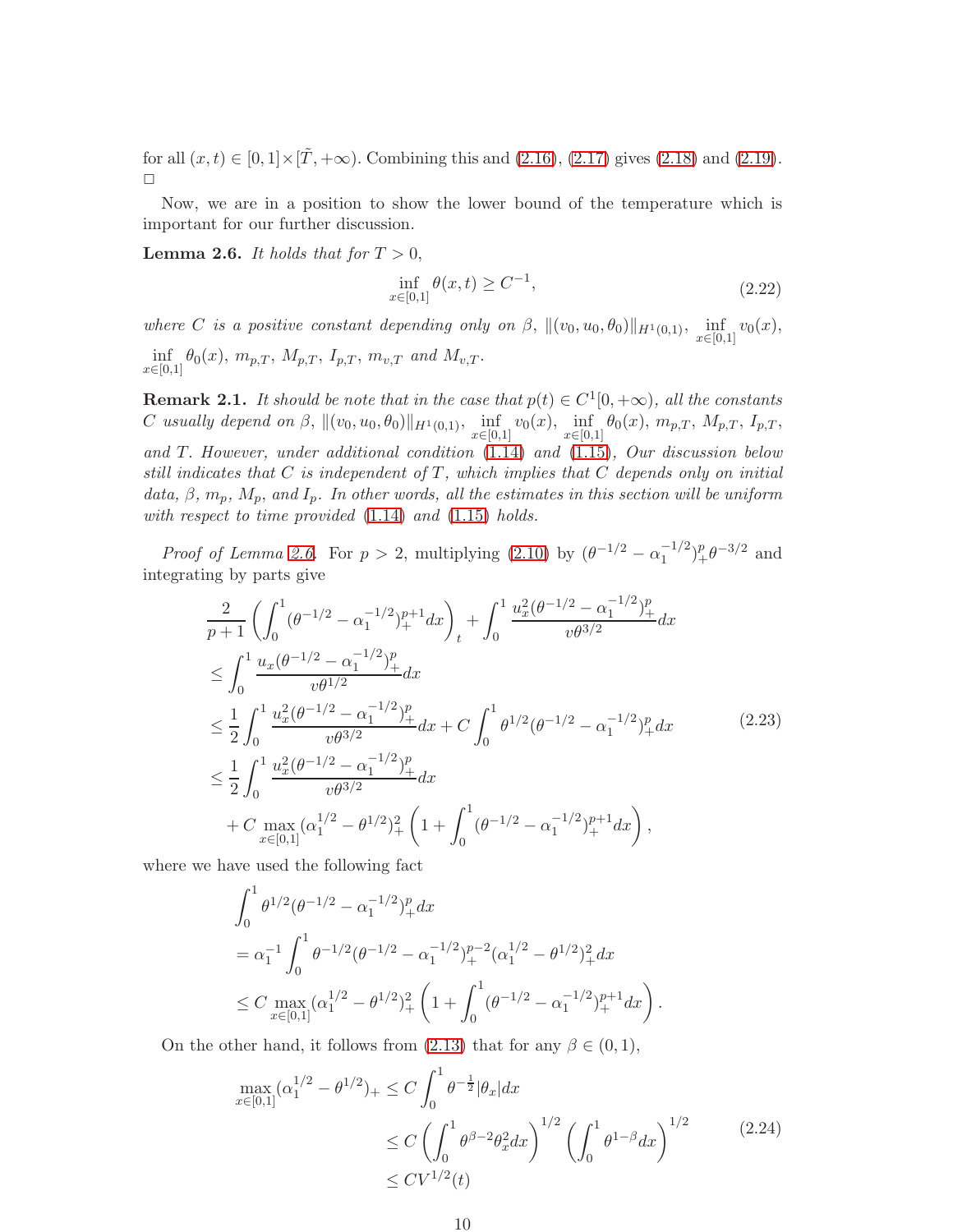for all $(x,t) \in [0,1]\times[\tilde{T},+\infty)$. Combining this and (2.16), (2.17) gives (2.18) and (2.19). □

Now, we are in a position to show the lower bound of the temperature which is important for our further discussion.

**Lemma 2.6.** *It holds that for $T>0$,*

$$\inf_{x\in[0,1]} \theta(x,t) \geq C^{-1}, \tag{2.22}$$

*where $C$ is a positive constant depending only on $\beta$, $\|(v_0,u_0,\theta_0)\|_{H^1(0,1)}$, $\inf\limits_{x\in[0,1]} v_0(x)$, $\inf\limits_{x\in[0,1]} \theta_0(x)$, $m_{p,T}$, $M_{p,T}$, $I_{p,T}$, $m_{v,T}$ and $M_{v,T}$.*

**Remark 2.1.** *It should be note that in the case that $p(t)\in C^1[0,+\infty)$, all the constants $C$ usually depend on $\beta$, $\|(v_0,u_0,\theta_0)\|_{H^1(0,1)}$, $\inf\limits_{x\in[0,1]} v_0(x)$, $\inf\limits_{x\in[0,1]} \theta_0(x)$, $m_{p,T}$, $M_{p,T}$, $I_{p,T}$, and $T$. However, under additional condition (1.14) and (1.15), Our discussion below still indicates that $C$ is independent of $T$, which implies that $C$ depends only on initial data, $\beta$, $m_p$, $M_p$, and $I_p$. In other words, all the estimates in this section will be uniform with respect to time provided (1.14) and (1.15) holds.*

*Proof of Lemma 2.6.* For $p>2$, multiplying (2.10) by $(\theta^{-1/2}-\alpha_1^{-1/2})_+^p\theta^{-3/2}$ and integrating by parts give

$$\begin{aligned}
&\frac{2}{p+1}\left(\int_0^1 (\theta^{-1/2}-\alpha_1^{-1/2})_+^{p+1}dx\right)_t + \int_0^1 \frac{u_x^2(\theta^{-1/2}-\alpha_1^{-1/2})_+^p}{v\theta^{3/2}}dx \\
&\leq \int_0^1 \frac{u_x(\theta^{-1/2}-\alpha_1^{-1/2})_+^p}{v\theta^{1/2}}dx \\
&\leq \frac{1}{2}\int_0^1 \frac{u_x^2(\theta^{-1/2}-\alpha_1^{-1/2})_+^p}{v\theta^{3/2}}dx + C\int_0^1 \theta^{1/2}(\theta^{-1/2}-\alpha_1^{-1/2})_+^p dx \\
&\leq \frac{1}{2}\int_0^1 \frac{u_x^2(\theta^{-1/2}-\alpha_1^{-1/2})_+^p}{v\theta^{3/2}}dx \\
&\quad + C\max_{x\in[0,1]}(\alpha_1^{1/2}-\theta^{1/2})_+^2\left(1+\int_0^1(\theta^{-1/2}-\alpha_1^{-1/2})_+^{p+1}dx\right),
\end{aligned} \tag{2.23}$$

where we have used the following fact

$$\begin{aligned}
&\int_0^1 \theta^{1/2}(\theta^{-1/2}-\alpha_1^{-1/2})_+^p dx \\
&= \alpha_1^{-1}\int_0^1 \theta^{-1/2}(\theta^{-1/2}-\alpha_1^{-1/2})_+^{p-2}(\alpha_1^{1/2}-\theta^{1/2})_+^2 dx \\
&\leq C\max_{x\in[0,1]}(\alpha_1^{1/2}-\theta^{1/2})_+^2\left(1+\int_0^1(\theta^{-1/2}-\alpha_1^{-1/2})_+^{p+1}dx\right).
\end{aligned}$$

On the other hand, it follows from (2.13) that for any $\beta\in(0,1)$,

$$\begin{aligned}
\max_{x\in[0,1]}(\alpha_1^{1/2}-\theta^{1/2})_+ &\leq C\int_0^1 \theta^{-\frac{1}{2}}|\theta_x|dx \\
&\leq C\left(\int_0^1 \theta^{\beta-2}\theta_x^2dx\right)^{1/2}\left(\int_0^1 \theta^{1-\beta}dx\right)^{1/2} \\
&\leq CV^{1/2}(t)
\end{aligned} \tag{2.24}$$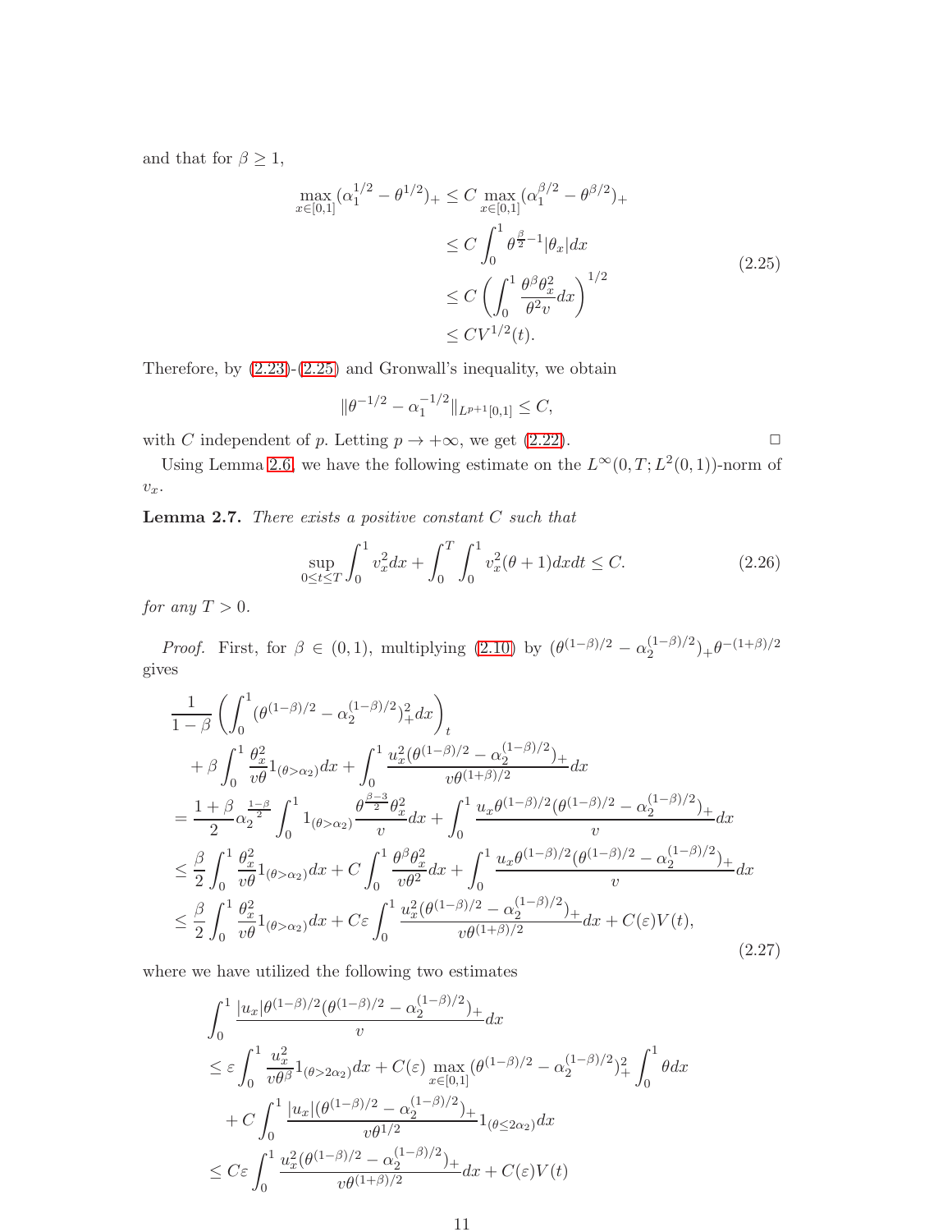and that for $\beta \geq 1$,

$$
\begin{aligned}
\max_{x\in[0,1]}(\alpha_1^{1/2}-\theta^{1/2})_+ &\leq C\max_{x\in[0,1]}(\alpha_1^{\beta/2}-\theta^{\beta/2})_+ \\
&\leq C\int_0^1 \theta^{\frac{\beta}{2}-1}|\theta_x|dx \\
&\leq C\left(\int_0^1 \frac{\theta^\beta\theta_x^2}{\theta^2 v}dx\right)^{1/2} \\
&\leq CV^{1/2}(t).
\end{aligned}
\tag{2.25}
$$

Therefore, by (2.23)-(2.25) and Gronwall's inequality, we obtain

$$
\|\theta^{-1/2}-\alpha_1^{-1/2}\|_{L^{p+1}[0,1]} \leq C,
$$

with $C$ independent of $p$. Letting $p\to+\infty$, we get (2.22). $\square$

Using Lemma 2.6, we have the following estimate on the $L^\infty(0,T;L^2(0,1))$-norm of $v_x$.

**Lemma 2.7.** *There exists a positive constant $C$ such that*

$$
\sup_{0\leq t\leq T}\int_0^1 v_x^2dx+\int_0^T\int_0^1 v_x^2(\theta+1)dxdt \leq C. \tag{2.26}
$$

*for any $T>0$.*

*Proof.* First, for $\beta\in(0,1)$, multiplying (2.10) by $(\theta^{(1-\beta)/2}-\alpha_2^{(1-\beta)/2})_+\theta^{-(1+\beta)/2}$ gives

$$
\begin{aligned}
&\frac{1}{1-\beta}\left(\int_0^1(\theta^{(1-\beta)/2}-\alpha_2^{(1-\beta)/2})_+^2dx\right)_t \\
&\quad+\beta\int_0^1\frac{\theta_x^2}{v\theta}1_{(\theta>\alpha_2)}dx+\int_0^1\frac{u_x^2(\theta^{(1-\beta)/2}-\alpha_2^{(1-\beta)/2})_+}{v\theta^{(1+\beta)/2}}dx \\
&=\frac{1+\beta}{2}\alpha_2^{\frac{1-\beta}{2}}\int_0^1 1_{(\theta>\alpha_2)}\frac{\theta^{\frac{\beta-3}{2}}\theta_x^2}{v}dx+\int_0^1\frac{u_x\theta^{(1-\beta)/2}(\theta^{(1-\beta)/2}-\alpha_2^{(1-\beta)/2})_+}{v}dx \\
&\leq\frac{\beta}{2}\int_0^1\frac{\theta_x^2}{v\theta}1_{(\theta>\alpha_2)}dx+C\int_0^1\frac{\theta^\beta\theta_x^2}{v\theta^2}dx+\int_0^1\frac{u_x\theta^{(1-\beta)/2}(\theta^{(1-\beta)/2}-\alpha_2^{(1-\beta)/2})_+}{v}dx \\
&\leq\frac{\beta}{2}\int_0^1\frac{\theta_x^2}{v\theta}1_{(\theta>\alpha_2)}dx+C\varepsilon\int_0^1\frac{u_x^2(\theta^{(1-\beta)/2}-\alpha_2^{(1-\beta)/2})_+}{v\theta^{(1+\beta)/2}}dx+C(\varepsilon)V(t),
\end{aligned}
\tag{2.27}
$$

where we have utilized the following two estimates

$$
\begin{aligned}
&\int_0^1\frac{|u_x|\theta^{(1-\beta)/2}(\theta^{(1-\beta)/2}-\alpha_2^{(1-\beta)/2})_+}{v}dx \\
&\leq\varepsilon\int_0^1\frac{u_x^2}{v\theta^\beta}1_{(\theta>2\alpha_2)}dx+C(\varepsilon)\max_{x\in[0,1]}(\theta^{(1-\beta)/2}-\alpha_2^{(1-\beta)/2})_+^2\int_0^1\theta dx \\
&\quad+C\int_0^1\frac{|u_x|(\theta^{(1-\beta)/2}-\alpha_2^{(1-\beta)/2})_+}{v\theta^{1/2}}1_{(\theta\leq 2\alpha_2)}dx \\
&\leq C\varepsilon\int_0^1\frac{u_x^2(\theta^{(1-\beta)/2}-\alpha_2^{(1-\beta)/2})_+}{v\theta^{(1+\beta)/2}}dx+C(\varepsilon)V(t)
\end{aligned}
$$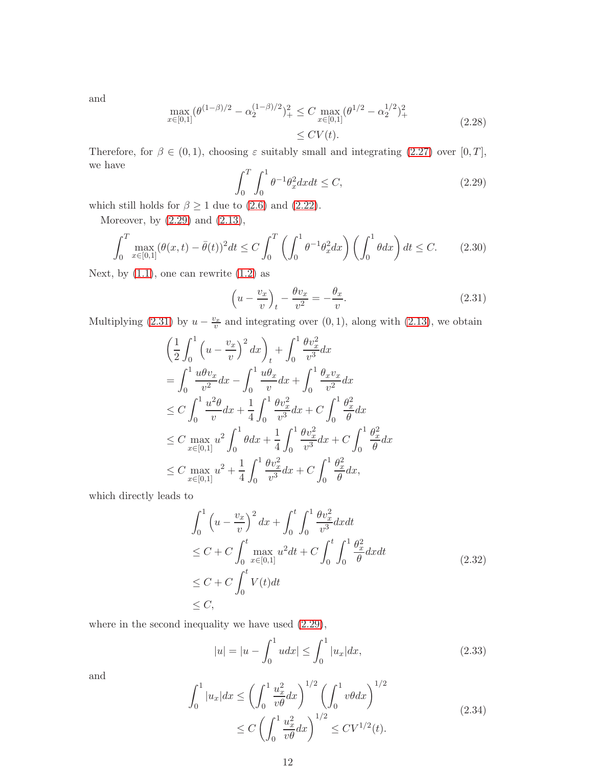and

$$
\begin{aligned}
\max_{x\in[0,1]} (\theta^{(1-\beta)/2} - \alpha_2^{(1-\beta)/2})_+^2 &\le C \max_{x\in[0,1]} (\theta^{1/2} - \alpha_2^{1/2})_+^2 \\
&\le CV(t).
\end{aligned}
\tag{2.28}
$$

Therefore, for $\beta \in (0,1)$, choosing $\varepsilon$ suitably small and integrating (2.27) over $[0,T]$, we have

$$
\int_0^T \int_0^1 \theta^{-1}\theta_x^2 dxdt \le C,
\tag{2.29}
$$

which still holds for $\beta \ge 1$ due to (2.6) and (2.22).

Moreover, by (2.29) and (2.13),

$$
\int_0^T \max_{x\in[0,1]} (\theta(x,t) - \bar{\theta}(t))^2 dt \le C \int_0^T \left( \int_0^1 \theta^{-1}\theta_x^2 dx \right) \left( \int_0^1 \theta dx \right) dt \le C.
\tag{2.30}
$$

Next, by (1.1), one can rewrite (1.2) as

$$
\left( u - \frac{v_x}{v} \right)_t - \frac{\theta v_x}{v^2} = -\frac{\theta_x}{v}.
\tag{2.31}
$$

Multiplying (2.31) by $u - \frac{v_x}{v}$ and integrating over $(0,1)$, along with (2.13), we obtain

$$
\begin{aligned}
&\left( \frac{1}{2} \int_0^1 \left( u - \frac{v_x}{v} \right)^2 dx \right)_t + \int_0^1 \frac{\theta v_x^2}{v^3} dx \\
&= \int_0^1 \frac{u\theta v_x}{v^2} dx - \int_0^1 \frac{u\theta_x}{v} dx + \int_0^1 \frac{\theta_x v_x}{v^2} dx \\
&\le C \int_0^1 \frac{u^2\theta}{v} dx + \frac{1}{4} \int_0^1 \frac{\theta v_x^2}{v^3} dx + C \int_0^1 \frac{\theta_x^2}{\theta} dx \\
&\le C \max_{x\in[0,1]} u^2 \int_0^1 \theta dx + \frac{1}{4} \int_0^1 \frac{\theta v_x^2}{v^3} dx + C \int_0^1 \frac{\theta_x^2}{\theta} dx \\
&\le C \max_{x\in[0,1]} u^2 + \frac{1}{4} \int_0^1 \frac{\theta v_x^2}{v^3} dx + C \int_0^1 \frac{\theta_x^2}{\theta} dx,
\end{aligned}
$$

which directly leads to

$$
\begin{aligned}
&\int_0^1 \left( u - \frac{v_x}{v} \right)^2 dx + \int_0^t \int_0^1 \frac{\theta v_x^2}{v^3} dxdt \\
&\le C + C \int_0^t \max_{x\in[0,1]} u^2 dt + C \int_0^t \int_0^1 \frac{\theta_x^2}{\theta} dxdt \\
&\le C + C \int_0^t V(t) dt \\
&\le C,
\end{aligned}
\tag{2.32}
$$

where in the second inequality we have used (2.29),

$$
|u| = |u - \int_0^1 u dx| \le \int_0^1 |u_x| dx,
\tag{2.33}
$$

and

$$
\begin{aligned}
\int_0^1 |u_x| dx &\le \left( \int_0^1 \frac{u_x^2}{v\theta} dx \right)^{1/2} \left( \int_0^1 v\theta dx \right)^{1/2} \\
&\le C \left( \int_0^1 \frac{u_x^2}{v\theta} dx \right)^{1/2} \le CV^{1/2}(t).
\end{aligned}
\tag{2.34}
$$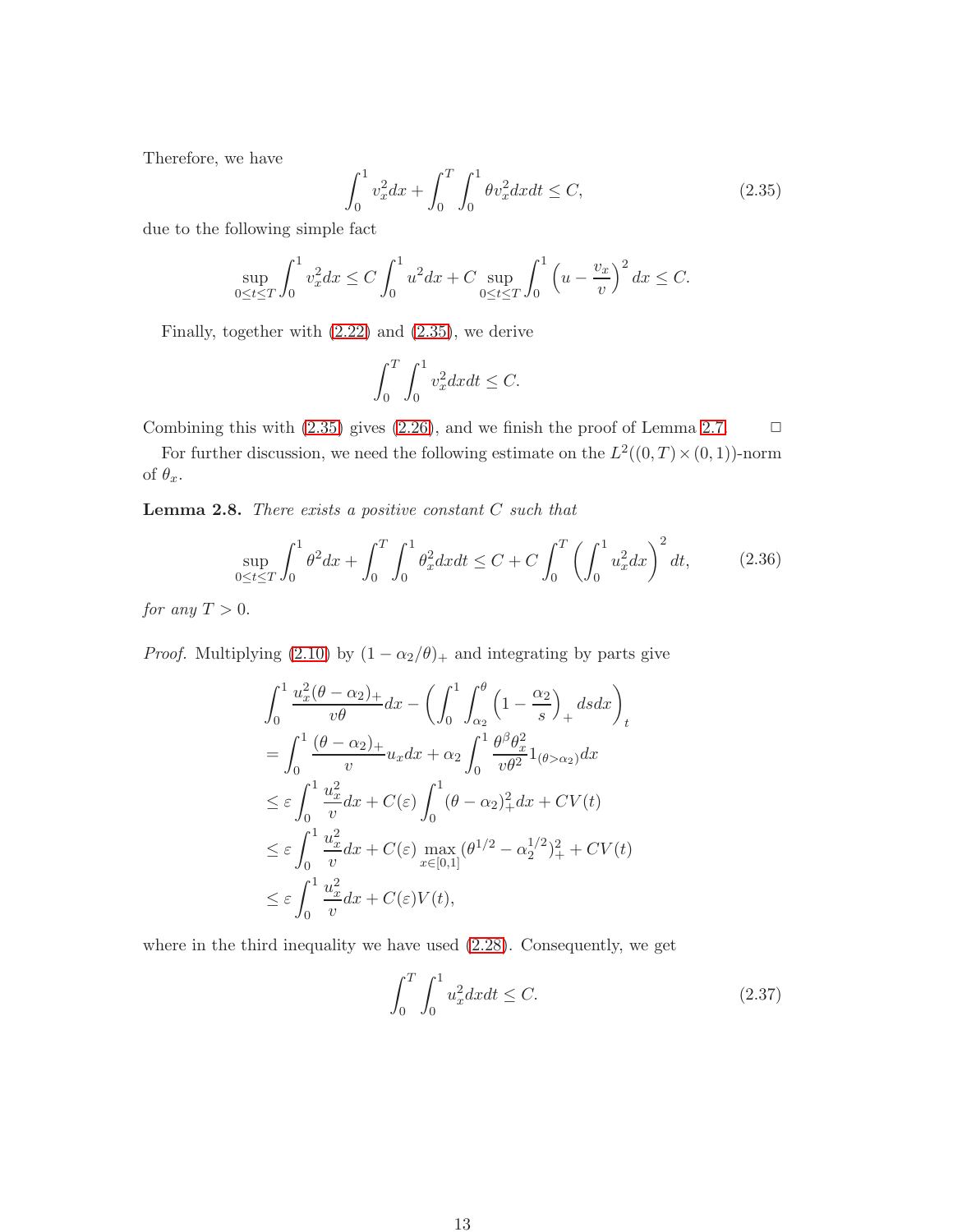Therefore, we have

$$\int_0^1 v_x^2 dx + \int_0^T \int_0^1 \theta v_x^2 dx dt \le C, \tag{2.35}$$

due to the following simple fact

$$\sup_{0\le t\le T} \int_0^1 v_x^2 dx \le C \int_0^1 u^2 dx + C \sup_{0\le t\le T} \int_0^1 \left(u - \frac{v_x}{v}\right)^2 dx \le C.$$

Finally, together with (2.22) and (2.35), we derive

$$\int_0^T \int_0^1 v_x^2 dx dt \le C.$$

Combining this with (2.35) gives (2.26), and we finish the proof of Lemma 2.7. □

For further discussion, we need the following estimate on the $L^2((0,T)\times(0,1))$-norm of $\theta_x$.

**Lemma 2.8.** *There exists a positive constant $C$ such that*

$$\sup_{0\le t\le T} \int_0^1 \theta^2 dx + \int_0^T \int_0^1 \theta_x^2 dx dt \le C + C\int_0^T \left(\int_0^1 u_x^2 dx\right)^2 dt, \tag{2.36}$$

*for any $T > 0$.*

*Proof.* Multiplying (2.10) by $(1 - \alpha_2/\theta)_+$ and integrating by parts give

$$\begin{aligned}
&\int_0^1 \frac{u_x^2 (\theta - \alpha_2)_+}{v\theta} dx - \left(\int_0^1 \int_{\alpha_2}^{\theta} \left(1 - \frac{\alpha_2}{s}\right)_+ ds dx\right)_t \\
&= \int_0^1 \frac{(\theta-\alpha_2)_+}{v} u_x dx + \alpha_2 \int_0^1 \frac{\theta^\beta \theta_x^2}{v\theta^2} 1_{(\theta > \alpha_2)} dx \\
&\le \varepsilon \int_0^1 \frac{u_x^2}{v} dx + C(\varepsilon) \int_0^1 (\theta - \alpha_2)_+^2 dx + CV(t) \\
&\le \varepsilon \int_0^1 \frac{u_x^2}{v} dx + C(\varepsilon) \max_{x\in[0,1]} (\theta^{1/2} - \alpha_2^{1/2})_+^2 + CV(t) \\
&\le \varepsilon \int_0^1 \frac{u_x^2}{v} dx + C(\varepsilon) V(t),
\end{aligned}$$

where in the third inequality we have used (2.28). Consequently, we get

$$\int_0^T \int_0^1 u_x^2 dx dt \le C. \tag{2.37}$$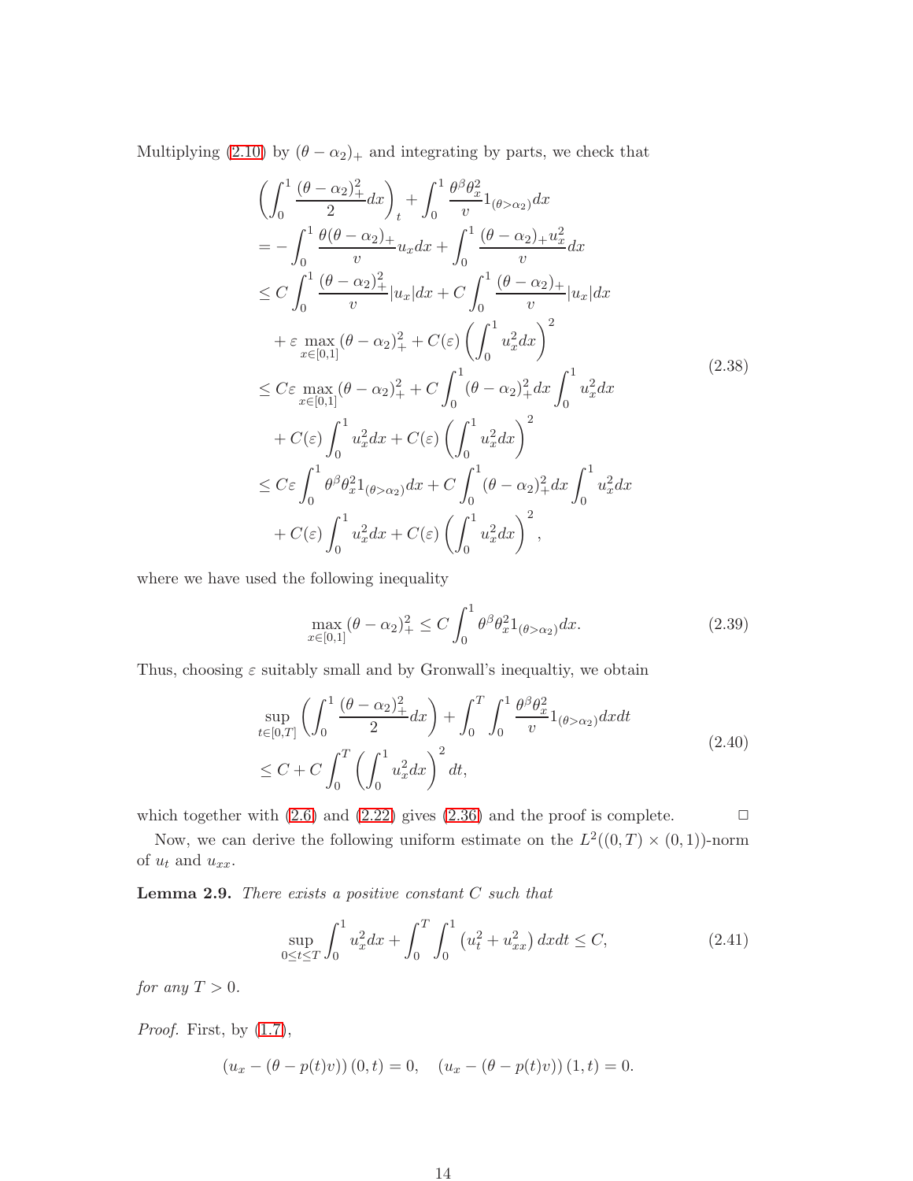Multiplying (2.10) by $(\theta - \alpha_2)_+$ and integrating by parts, we check that

$$
\begin{aligned}
&\left(\int_0^1 \frac{(\theta-\alpha_2)_+^2}{2}dx\right)_t + \int_0^1 \frac{\theta^\beta \theta_x^2}{v}1_{(\theta>\alpha_2)}dx \\
&= -\int_0^1 \frac{\theta(\theta-\alpha_2)_+}{v}u_x dx + \int_0^1 \frac{(\theta-\alpha_2)_+ u_x^2}{v}dx \\
&\le C\int_0^1 \frac{(\theta-\alpha_2)_+^2}{v}|u_x|dx + C\int_0^1 \frac{(\theta-\alpha_2)_+}{v}|u_x|dx \\
&\quad + \varepsilon \max_{x\in[0,1]}(\theta-\alpha_2)_+^2 + C(\varepsilon)\left(\int_0^1 u_x^2 dx\right)^2 \\
&\le C\varepsilon \max_{x\in[0,1]}(\theta-\alpha_2)_+^2 + C\int_0^1 (\theta-\alpha_2)_+^2 dx \int_0^1 u_x^2 dx \\
&\quad + C(\varepsilon)\int_0^1 u_x^2 dx + C(\varepsilon)\left(\int_0^1 u_x^2 dx\right)^2 \\
&\le C\varepsilon \int_0^1 \theta^\beta \theta_x^2 1_{(\theta>\alpha_2)}dx + C\int_0^1 (\theta-\alpha_2)_+^2 dx \int_0^1 u_x^2 dx \\
&\quad + C(\varepsilon)\int_0^1 u_x^2 dx + C(\varepsilon)\left(\int_0^1 u_x^2 dx\right)^2,
\end{aligned}
\tag{2.38}
$$

where we have used the following inequality

$$
\max_{x\in[0,1]}(\theta-\alpha_2)_+^2 \le C\int_0^1 \theta^\beta \theta_x^2 1_{(\theta>\alpha_2)}dx. \tag{2.39}
$$

Thus, choosing $\varepsilon$ suitably small and by Gronwall's inequaltiy, we obtain

$$
\begin{aligned}
&\sup_{t\in[0,T]}\left(\int_0^1 \frac{(\theta-\alpha_2)_+^2}{2}dx\right) + \int_0^T\int_0^1 \frac{\theta^\beta\theta_x^2}{v}1_{(\theta>\alpha_2)}dxdt \\
&\le C + C\int_0^T\left(\int_0^1 u_x^2 dx\right)^2 dt,
\end{aligned}
\tag{2.40}
$$

which together with (2.6) and (2.22) gives (2.36) and the proof is complete. □

Now, we can derive the following uniform estimate on the $L^2((0,T)\times(0,1))$-norm of $u_t$ and $u_{xx}$.

**Lemma 2.9.** *There exists a positive constant $C$ such that*

$$
\sup_{0\le t\le T}\int_0^1 u_x^2 dx + \int_0^T\int_0^1 \left(u_t^2 + u_{xx}^2\right)dxdt \le C, \tag{2.41}
$$

*for any $T>0$.*

*Proof.* First, by (1.7),

$$
\left(u_x - (\theta - p(t)v)\right)(0,t) = 0, \quad \left(u_x - (\theta - p(t)v)\right)(1,t) = 0.
$$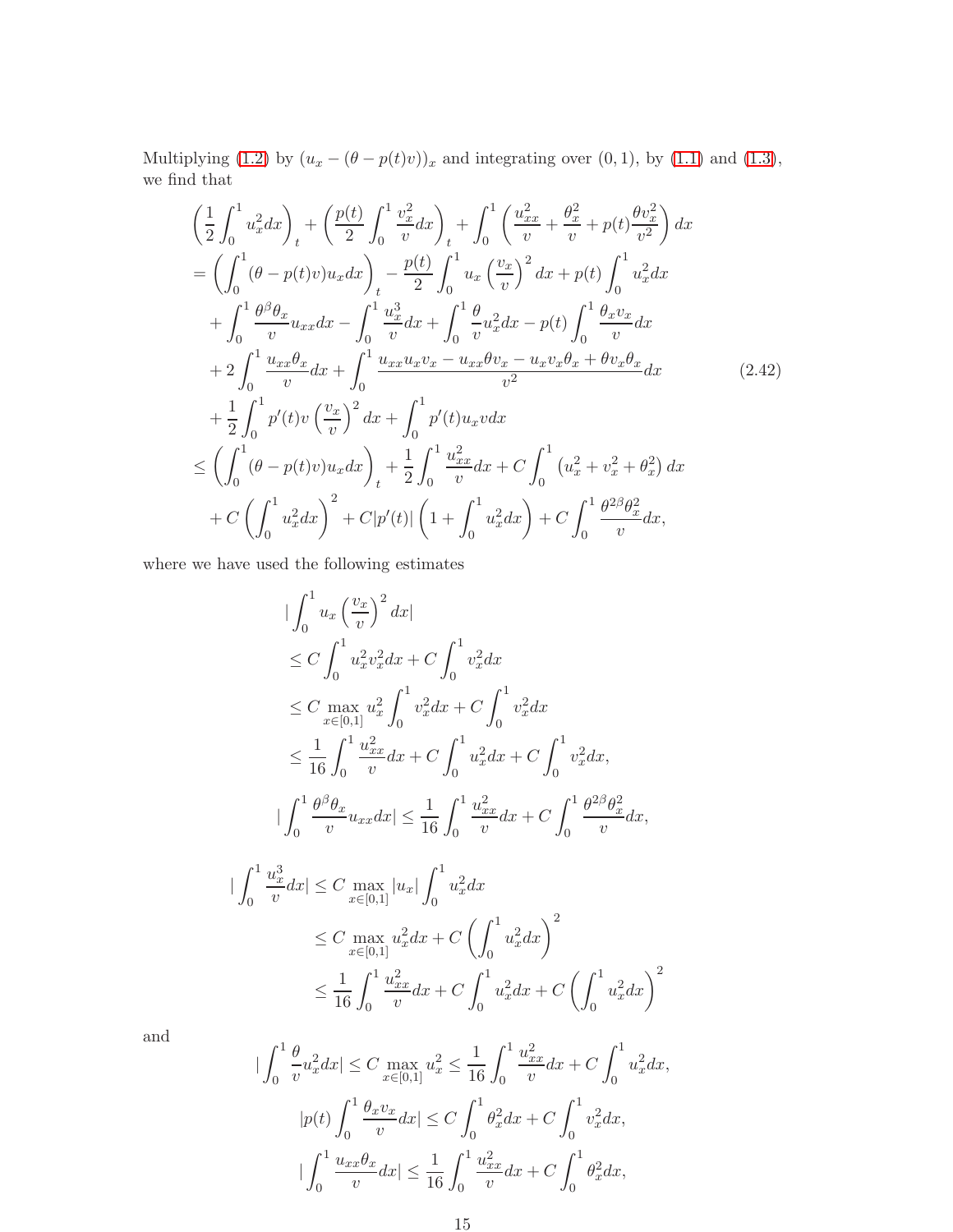Multiplying (1.2) by $(u_x - (\theta - p(t)v))_x$ and integrating over $(0,1)$, by (1.1) and (1.3), we find that

$$
\begin{aligned}
&\left(\frac{1}{2}\int_0^1 u_x^2 dx\right)_t + \left(\frac{p(t)}{2}\int_0^1 \frac{v_x^2}{v}dx\right)_t + \int_0^1 \left(\frac{u_{xx}^2}{v} + \frac{\theta_x^2}{v} + p(t)\frac{\theta v_x^2}{v^2}\right)dx \\
&= \left(\int_0^1 (\theta - p(t)v)u_x dx\right)_t - \frac{p(t)}{2}\int_0^1 u_x \left(\frac{v_x}{v}\right)^2 dx + p(t)\int_0^1 u_x^2 dx \\
&\quad + \int_0^1 \frac{\theta^\beta \theta_x}{v}u_{xx}dx - \int_0^1 \frac{u_x^3}{v}dx + \int_0^1 \frac{\theta}{v}u_x^2 dx - p(t)\int_0^1 \frac{\theta_x v_x}{v}dx \\
&\quad + 2\int_0^1 \frac{u_{xx}\theta_x}{v}dx + \int_0^1 \frac{u_{xx}u_x v_x - u_{xx}\theta v_x - u_x v_x \theta_x + \theta v_x \theta_x}{v^2}dx \\
&\quad + \frac{1}{2}\int_0^1 p'(t) v\left(\frac{v_x}{v}\right)^2 dx + \int_0^1 p'(t) u_x v dx \\
&\leq \left(\int_0^1 (\theta - p(t)v)u_x dx\right)_t + \frac{1}{2}\int_0^1 \frac{u_{xx}^2}{v}dx + C\int_0^1 \left(u_x^2 + v_x^2 + \theta_x^2\right)dx \\
&\quad + C\left(\int_0^1 u_x^2 dx\right)^2 + C|p'(t)|\left(1 + \int_0^1 u_x^2 dx\right) + C\int_0^1 \frac{\theta^{2\beta}\theta_x^2}{v}dx,
\end{aligned}
\tag{2.42}
$$

where we have used the following estimates

$$
\begin{aligned}
&\left|\int_0^1 u_x \left(\frac{v_x}{v}\right)^2 dx\right| \\
&\leq C\int_0^1 u_x^2 v_x^2 dx + C\int_0^1 v_x^2 dx \\
&\leq C\max_{x\in[0,1]} u_x^2 \int_0^1 v_x^2 dx + C\int_0^1 v_x^2 dx \\
&\leq \frac{1}{16}\int_0^1 \frac{u_{xx}^2}{v}dx + C\int_0^1 u_x^2 dx + C\int_0^1 v_x^2 dx,
\end{aligned}
$$

$$
\left|\int_0^1 \frac{\theta^\beta \theta_x}{v}u_{xx}dx\right| \leq \frac{1}{16}\int_0^1 \frac{u_{xx}^2}{v}dx + C\int_0^1 \frac{\theta^{2\beta}\theta_x^2}{v}dx,
$$

$$
\begin{aligned}
\left|\int_0^1 \frac{u_x^3}{v}dx\right| &\leq C\max_{x\in[0,1]} |u_x| \int_0^1 u_x^2 dx \\
&\leq C\max_{x\in[0,1]} u_x^2 dx + C\left(\int_0^1 u_x^2 dx\right)^2 \\
&\leq \frac{1}{16}\int_0^1 \frac{u_{xx}^2}{v}dx + C\int_0^1 u_x^2 dx + C\left(\int_0^1 u_x^2 dx\right)^2
\end{aligned}
$$

and

$$
\left|\int_0^1 \frac{\theta}{v}u_x^2 dx\right| \leq C\max_{x\in[0,1]} u_x^2 \leq \frac{1}{16}\int_0^1 \frac{u_{xx}^2}{v}dx + C\int_0^1 u_x^2 dx,
$$

$$
\left|p(t)\int_0^1 \frac{\theta_x v_x}{v}dx\right| \leq C\int_0^1 \theta_x^2 dx + C\int_0^1 v_x^2 dx,
$$

$$
\left|\int_0^1 \frac{u_{xx}\theta_x}{v}dx\right| \leq \frac{1}{16}\int_0^1 \frac{u_{xx}^2}{v}dx + C\int_0^1 \theta_x^2 dx,
$$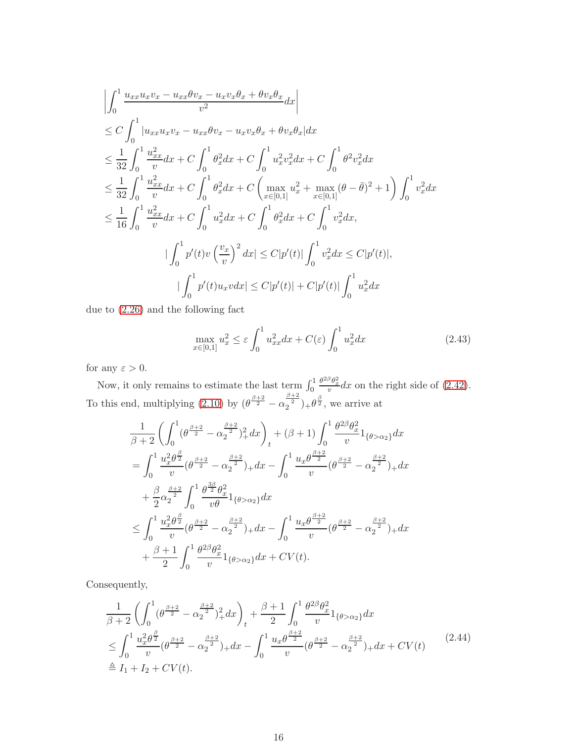$$
\begin{aligned}
&\left|\int_0^1 \frac{u_{xx}u_xv_x - u_{xx}\theta v_x - u_xv_x\theta_x + \theta v_x\theta_x}{v^2}dx\right| \\
&\le C\int_0^1 |u_{xx}u_xv_x - u_{xx}\theta v_x - u_xv_x\theta_x + \theta v_x\theta_x|dx \\
&\le \frac{1}{32}\int_0^1 \frac{u_{xx}^2}{v}dx + C\int_0^1 \theta_x^2dx + C\int_0^1 u_x^2v_x^2dx + C\int_0^1 \theta^2v_x^2dx \\
&\le \frac{1}{32}\int_0^1 \frac{u_{xx}^2}{v}dx + C\int_0^1 \theta_x^2dx + C\left(\max_{x\in[0,1]} u_x^2 + \max_{x\in[0,1]}(\theta-\bar{\theta})^2 + 1\right)\int_0^1 v_x^2dx \\
&\le \frac{1}{16}\int_0^1 \frac{u_{xx}^2}{v}dx + C\int_0^1 u_x^2dx + C\int_0^1 \theta_x^2dx + C\int_0^1 v_x^2dx,
\end{aligned}
$$

$$
\left|\int_0^1 p'(t)v\left(\frac{v_x}{v}\right)^2dx\right| \le C|p'(t)|\int_0^1 v_x^2dx \le C|p'(t)|,
$$

$$
\left|\int_0^1 p'(t)u_xvdx\right| \le C|p'(t)| + C|p'(t)|\int_0^1 u_x^2dx
$$

due to (2.26) and the following fact

$$
\max_{x\in[0,1]} u_x^2 \le \varepsilon\int_0^1 u_{xx}^2dx + C(\varepsilon)\int_0^1 u_x^2dx \tag{2.43}
$$

for any $\varepsilon > 0$.

Now, it only remains to estimate the last term $\int_0^1 \frac{\theta^{2\beta}\theta_x^2}{v}dx$ on the right side of (2.42). To this end, multiplying (2.10) by $(\theta^{\frac{\beta+2}{2}} - \alpha_2^{\frac{\beta+2}{2}})_+\theta^{\frac{\beta}{2}}$, we arrive at

$$
\begin{aligned}
&\frac{1}{\beta+2}\left(\int_0^1 (\theta^{\frac{\beta+2}{2}} - \alpha_2^{\frac{\beta+2}{2}})_+^2dx\right)_t + (\beta+1)\int_0^1 \frac{\theta^{2\beta}\theta_x^2}{v}1_{\{\theta>\alpha_2\}}dx \\
&= \int_0^1 \frac{u_x^2\theta^{\frac{\beta}{2}}}{v}(\theta^{\frac{\beta+2}{2}} - \alpha_2^{\frac{\beta+2}{2}})_+dx - \int_0^1 \frac{u_x\theta^{\frac{\beta+2}{2}}}{v}(\theta^{\frac{\beta+2}{2}} - \alpha_2^{\frac{\beta+2}{2}})_+dx \\
&\quad + \frac{\beta}{2}\alpha_2^{\frac{\beta+2}{2}}\int_0^1 \frac{\theta^{\frac{3\beta}{2}}\theta_x^2}{v\theta}1_{\{\theta>\alpha_2\}}dx \\
&\le \int_0^1 \frac{u_x^2\theta^{\frac{\beta}{2}}}{v}(\theta^{\frac{\beta+2}{2}} - \alpha_2^{\frac{\beta+2}{2}})_+dx - \int_0^1 \frac{u_x\theta^{\frac{\beta+2}{2}}}{v}(\theta^{\frac{\beta+2}{2}} - \alpha_2^{\frac{\beta+2}{2}})_+dx \\
&\quad + \frac{\beta+1}{2}\int_0^1 \frac{\theta^{2\beta}\theta_x^2}{v}1_{\{\theta>\alpha_2\}}dx + CV(t).
\end{aligned}
$$

Consequently,

$$
\begin{aligned}
&\frac{1}{\beta+2}\left(\int_0^1 (\theta^{\frac{\beta+2}{2}} - \alpha_2^{\frac{\beta+2}{2}})_+^2dx\right)_t + \frac{\beta+1}{2}\int_0^1 \frac{\theta^{2\beta}\theta_x^2}{v}1_{\{\theta>\alpha_2\}}dx \\
&\le \int_0^1 \frac{u_x^2\theta^{\frac{\beta}{2}}}{v}(\theta^{\frac{\beta+2}{2}} - \alpha_2^{\frac{\beta+2}{2}})_+dx - \int_0^1 \frac{u_x\theta^{\frac{\beta+2}{2}}}{v}(\theta^{\frac{\beta+2}{2}} - \alpha_2^{\frac{\beta+2}{2}})_+dx + CV(t) \\
&\triangleq I_1 + I_2 + CV(t).
\end{aligned} \tag{2.44}
$$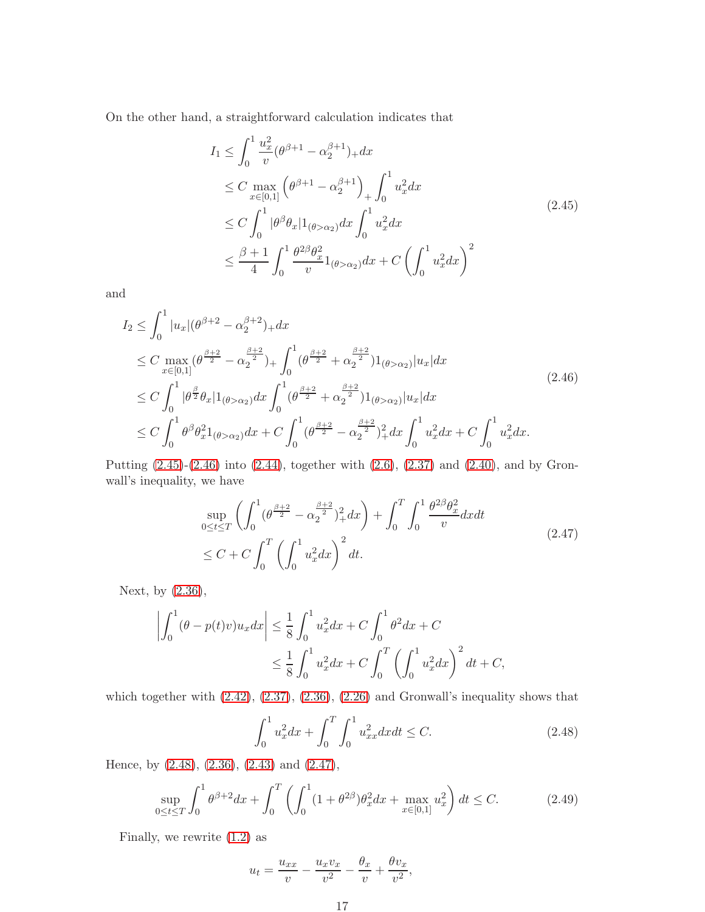On the other hand, a straightforward calculation indicates that

$$
\begin{aligned}
I_1 &\le \int_0^1 \frac{u_x^2}{v}(\theta^{\beta+1}-\alpha_2^{\beta+1})_+dx \\
&\le C\max_{x\in[0,1]}\left(\theta^{\beta+1}-\alpha_2^{\beta+1}\right)_+\int_0^1 u_x^2dx \\
&\le C\int_0^1|\theta^\beta\theta_x|1_{(\theta>\alpha_2)}dx\int_0^1 u_x^2dx \\
&\le \frac{\beta+1}{4}\int_0^1\frac{\theta^{2\beta}\theta_x^2}{v}1_{(\theta>\alpha_2)}dx + C\left(\int_0^1 u_x^2dx\right)^2
\end{aligned}
\tag{2.45}
$$

and

$$
\begin{aligned}
I_2 &\le \int_0^1 |u_x|(\theta^{\beta+2}-\alpha_2^{\beta+2})_+dx \\
&\le C\max_{x\in[0,1]}(\theta^{\frac{\beta+2}{2}}-\alpha_2^{\frac{\beta+2}{2}})_+\int_0^1(\theta^{\frac{\beta+2}{2}}+\alpha_2^{\frac{\beta+2}{2}})1_{(\theta>\alpha_2)}|u_x|dx \\
&\le C\int_0^1|\theta^{\frac{\beta}{2}}\theta_x|1_{(\theta>\alpha_2)}dx\int_0^1(\theta^{\frac{\beta+2}{2}}+\alpha_2^{\frac{\beta+2}{2}})1_{(\theta>\alpha_2)}|u_x|dx \\
&\le C\int_0^1\theta^\beta\theta_x^2 1_{(\theta>\alpha_2)}dx + C\int_0^1(\theta^{\frac{\beta+2}{2}}-\alpha_2^{\frac{\beta+2}{2}})_+^2dx\int_0^1 u_x^2dx + C\int_0^1 u_x^2dx.
\end{aligned}
\tag{2.46}
$$

Putting (2.45)-(2.46) into (2.44), together with (2.6), (2.37) and (2.40), and by Gronwall's inequality, we have

$$
\begin{aligned}
&\sup_{0\le t\le T}\left(\int_0^1(\theta^{\frac{\beta+2}{2}}-\alpha_2^{\frac{\beta+2}{2}})_+^2dx\right)+\int_0^T\int_0^1\frac{\theta^{2\beta}\theta_x^2}{v}dxdt \\
&\le C + C\int_0^T\left(\int_0^1 u_x^2dx\right)^2dt.
\end{aligned}
\tag{2.47}
$$

Next, by (2.36),

$$
\begin{aligned}
\left|\int_0^1(\theta-p(t)v)u_xdx\right| &\le \frac{1}{8}\int_0^1 u_x^2dx + C\int_0^1\theta^2dx + C \\
&\le \frac{1}{8}\int_0^1 u_x^2dx + C\int_0^T\left(\int_0^1 u_x^2dx\right)^2dt + C,
\end{aligned}
$$

which together with (2.42), (2.37), (2.36), (2.26) and Gronwall's inequality shows that

$$
\int_0^1 u_x^2dx + \int_0^T\int_0^1 u_{xx}^2dxdt \le C. \tag{2.48}
$$

Hence, by (2.48), (2.36), (2.43) and (2.47),

$$
\sup_{0\le t\le T}\int_0^1\theta^{\beta+2}dx + \int_0^T\left(\int_0^1(1+\theta^{2\beta})\theta_x^2dx + \max_{x\in[0,1]}u_x^2\right)dt \le C. \tag{2.49}
$$

Finally, we rewrite (1.2) as

$$
u_t = \frac{u_{xx}}{v} - \frac{u_xv_x}{v^2} - \frac{\theta_x}{v} + \frac{\theta v_x}{v^2},
$$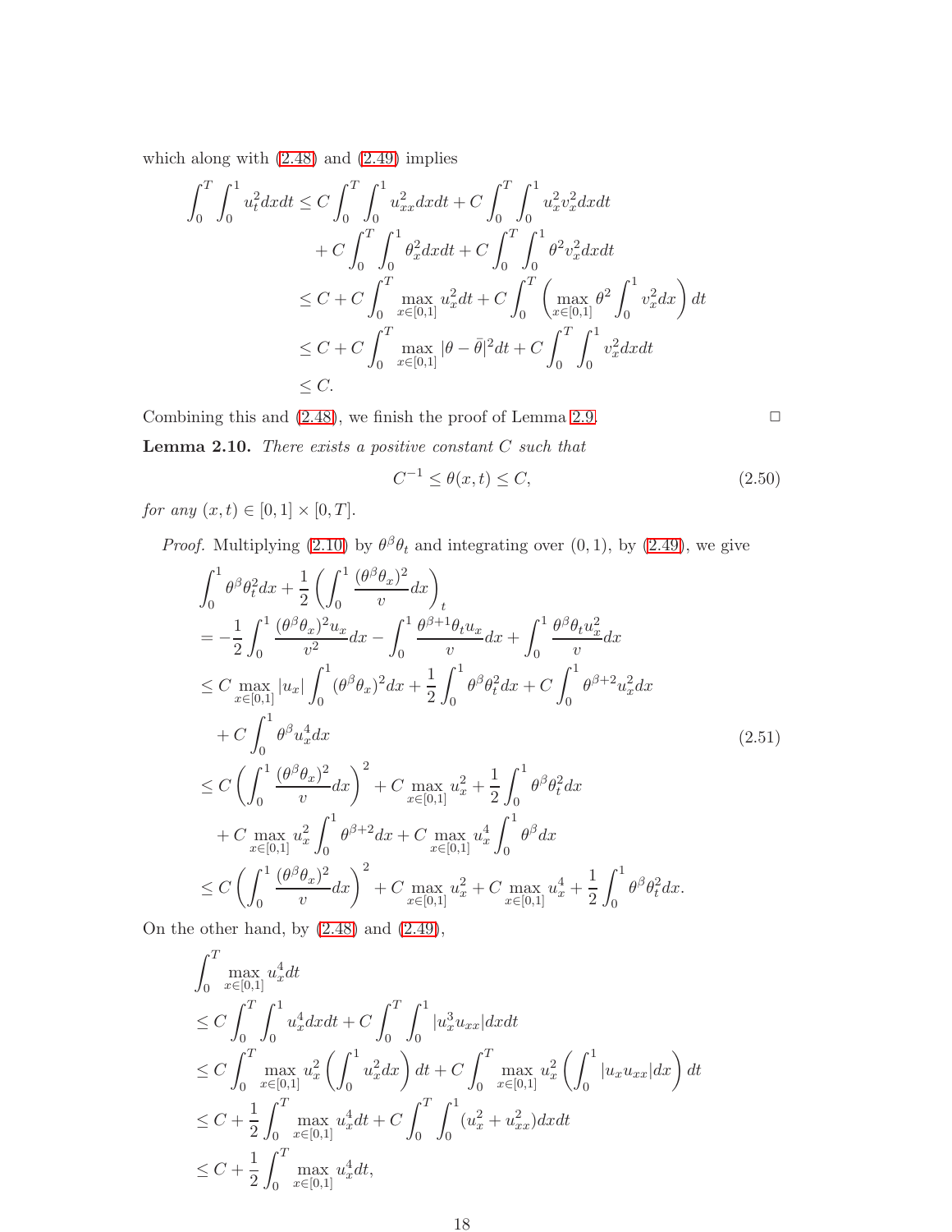which along with (2.48) and (2.49) implies

$$
\begin{aligned}
\int_0^T\int_0^1 u_t^2 dxdt &\le C\int_0^T\int_0^1 u_{xx}^2 dxdt + C\int_0^T\int_0^1 u_x^2 v_x^2 dxdt \\
&\quad + C\int_0^T\int_0^1 \theta_x^2 dxdt + C\int_0^T\int_0^1 \theta^2 v_x^2 dxdt \\
&\le C + C\int_0^T \max_{x\in[0,1]} u_x^2 dt + C\int_0^T \left(\max_{x\in[0,1]} \theta^2 \int_0^1 v_x^2 dx\right) dt \\
&\le C + C\int_0^T \max_{x\in[0,1]} |\theta-\bar\theta|^2 dt + C\int_0^T\int_0^1 v_x^2 dxdt \\
&\le C.
\end{aligned}
$$

Combining this and (2.48), we finish the proof of Lemma 2.9. □

**Lemma 2.10.** *There exists a positive constant $C$ such that*

$$
C^{-1} \le \theta(x,t) \le C, \tag{2.50}
$$

*for any $(x,t)\in[0,1]\times[0,T]$.*

*Proof.* Multiplying (2.10) by $\theta^\beta\theta_t$ and integrating over $(0,1)$, by (2.49), we give

$$
\begin{aligned}
&\int_0^1 \theta^\beta \theta_t^2 dx + \frac{1}{2}\left(\int_0^1 \frac{(\theta^\beta\theta_x)^2}{v} dx\right)_t \\
&= -\frac{1}{2}\int_0^1 \frac{(\theta^\beta\theta_x)^2 u_x}{v^2} dx - \int_0^1 \frac{\theta^{\beta+1}\theta_t u_x}{v} dx + \int_0^1 \frac{\theta^\beta\theta_t u_x^2}{v} dx \\
&\le C\max_{x\in[0,1]} |u_x| \int_0^1 (\theta^\beta\theta_x)^2 dx + \frac{1}{2}\int_0^1 \theta^\beta\theta_t^2 dx + C\int_0^1 \theta^{\beta+2} u_x^2 dx \\
&\quad + C\int_0^1 \theta^\beta u_x^4 dx \\
&\le C\left(\int_0^1 \frac{(\theta^\beta\theta_x)^2}{v} dx\right)^2 + C\max_{x\in[0,1]} u_x^2 + \frac{1}{2}\int_0^1 \theta^\beta\theta_t^2 dx \\
&\quad + C\max_{x\in[0,1]} u_x^2 \int_0^1 \theta^{\beta+2} dx + C\max_{x\in[0,1]} u_x^4 \int_0^1 \theta^\beta dx \\
&\le C\left(\int_0^1 \frac{(\theta^\beta\theta_x)^2}{v} dx\right)^2 + C\max_{x\in[0,1]} u_x^2 + C\max_{x\in[0,1]} u_x^4 + \frac{1}{2}\int_0^1 \theta^\beta\theta_t^2 dx.
\end{aligned}
\tag{2.51}
$$

On the other hand, by (2.48) and (2.49),

$$
\begin{aligned}
&\int_0^T \max_{x\in[0,1]} u_x^4 dt \\
&\le C\int_0^T\int_0^1 u_x^4 dxdt + C\int_0^T\int_0^1 |u_x^3 u_{xx}| dxdt \\
&\le C\int_0^T \max_{x\in[0,1]} u_x^2 \left(\int_0^1 u_x^2 dx\right) dt + C\int_0^T \max_{x\in[0,1]} u_x^2 \left(\int_0^1 |u_x u_{xx}| dx\right) dt \\
&\le C + \frac{1}{2}\int_0^T \max_{x\in[0,1]} u_x^4 dt + C\int_0^T\int_0^1 (u_x^2 + u_{xx}^2) dxdt \\
&\le C + \frac{1}{2}\int_0^T \max_{x\in[0,1]} u_x^4 dt,
\end{aligned}
$$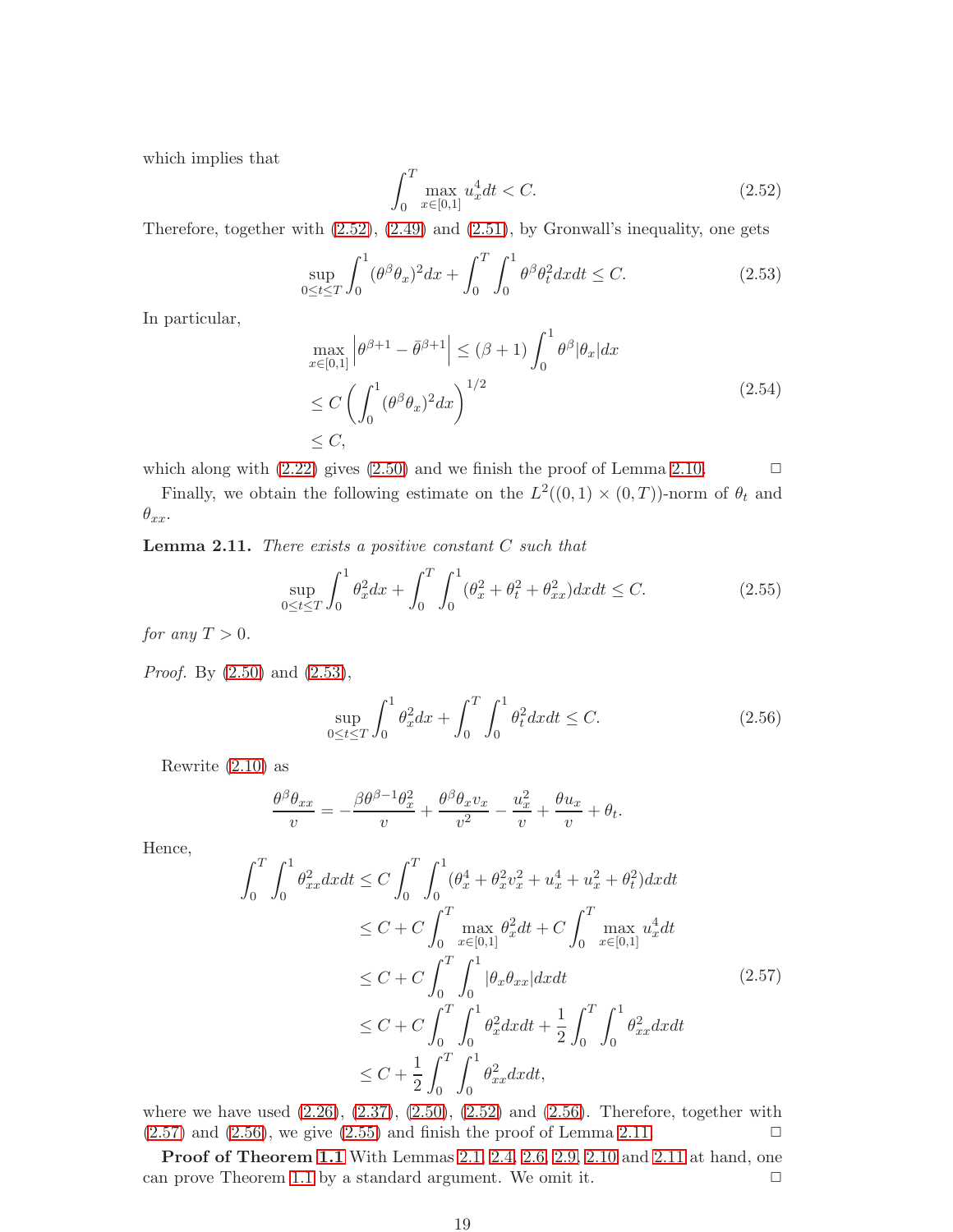which implies that

$$\int_0^T \max_{x\in[0,1]} u_x^4 dt < C. \tag{2.52}$$

Therefore, together with (2.52), (2.49) and (2.51), by Gronwall's inequality, one gets

$$\sup_{0\le t\le T} \int_0^1 (\theta^\beta \theta_x)^2 dx + \int_0^T \int_0^1 \theta^\beta \theta_t^2 dxdt \le C. \tag{2.53}$$

In particular,

$$\begin{aligned}
\max_{x\in[0,1]} \left|\theta^{\beta+1} - \bar{\theta}^{\beta+1}\right| &\le (\beta+1)\int_0^1 \theta^\beta |\theta_x| dx \\
&\le C\left(\int_0^1 (\theta^\beta\theta_x)^2 dx\right)^{1/2} \\
&\le C,
\end{aligned} \tag{2.54}$$

which along with (2.22) gives (2.50) and we finish the proof of Lemma 2.10. □

Finally, we obtain the following estimate on the $L^2((0,1)\times(0,T))$-norm of $\theta_t$ and $\theta_{xx}$.

**Lemma 2.11.** *There exists a positive constant $C$ such that*

$$\sup_{0\le t\le T} \int_0^1 \theta_x^2 dx + \int_0^T \int_0^1 (\theta_x^2 + \theta_t^2 + \theta_{xx}^2) dxdt \le C. \tag{2.55}$$

*for any $T > 0$.*

*Proof.* By (2.50) and (2.53),

$$\sup_{0\le t\le T} \int_0^1 \theta_x^2 dx + \int_0^T \int_0^1 \theta_t^2 dxdt \le C. \tag{2.56}$$

Rewrite (2.10) as

$$\frac{\theta^\beta \theta_{xx}}{v} = -\frac{\beta\theta^{\beta-1}\theta_x^2}{v} + \frac{\theta^\beta \theta_x v_x}{v^2} - \frac{u_x^2}{v} + \frac{\theta u_x}{v} + \theta_t.$$

Hence,

$$\begin{aligned}
\int_0^T \int_0^1 \theta_{xx}^2 dxdt &\le C\int_0^T \int_0^1 (\theta_x^4 + \theta_x^2 v_x^2 + u_x^4 + u_x^2 + \theta_t^2) dxdt \\
&\le C + C\int_0^T \max_{x\in[0,1]} \theta_x^2 dt + C\int_0^T \max_{x\in[0,1]} u_x^4 dt \\
&\le C + C\int_0^T \int_0^1 |\theta_x \theta_{xx}| dxdt \\
&\le C + C\int_0^T \int_0^1 \theta_x^2 dxdt + \frac{1}{2}\int_0^T \int_0^1 \theta_{xx}^2 dxdt \\
&\le C + \frac{1}{2}\int_0^T \int_0^1 \theta_{xx}^2 dxdt,
\end{aligned} \tag{2.57}$$

where we have used (2.26), (2.37), (2.50), (2.52) and (2.56). Therefore, together with (2.57) and (2.56), we give (2.55) and finish the proof of Lemma 2.11. □

**Proof of Theorem 1.1** With Lemmas 2.1, 2.4, 2.6, 2.9, 2.10 and 2.11 at hand, one can prove Theorem 1.1 by a standard argument. We omit it. □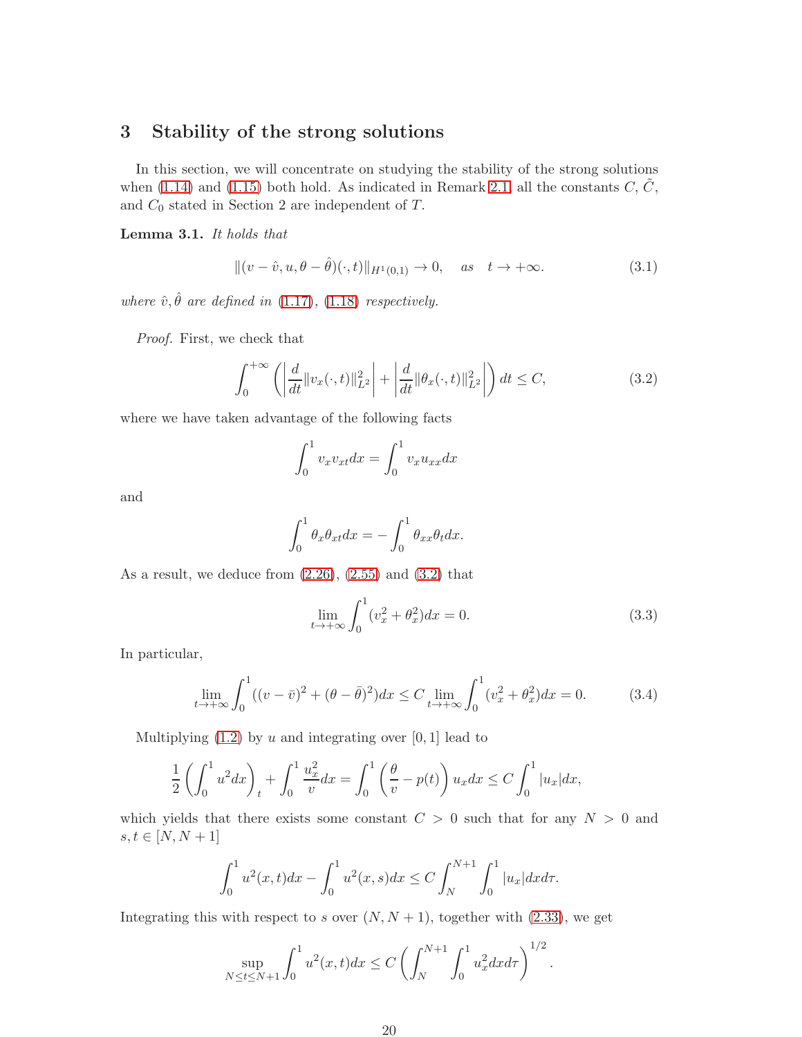## 3 Stability of the strong solutions

In this section, we will concentrate on studying the stability of the strong solutions when (1.14) and (1.15) both hold. As indicated in Remark 2.1, all the constants $C$, $\tilde{C}$, and $C_0$ stated in Section 2 are independent of $T$.

**Lemma 3.1.** *It holds that*

$$\|(v-\hat{v}, u, \theta-\hat{\theta})(\cdot,t)\|_{H^1(0,1)} \to 0, \quad \text{as} \quad t\to+\infty. \tag{3.1}$$

*where $\hat{v}, \hat{\theta}$ are defined in (1.17), (1.18) respectively.*

*Proof.* First, we check that

$$\int_0^{+\infty}\left(\left|\frac{d}{dt}\|v_x(\cdot,t)\|_{L^2}^2\right|+\left|\frac{d}{dt}\|\theta_x(\cdot,t)\|_{L^2}^2\right|\right)dt\le C, \tag{3.2}$$

where we have taken advantage of the following facts

$$\int_0^1 v_x v_{xt}dx=\int_0^1 v_x u_{xx}dx$$

and

$$\int_0^1 \theta_x\theta_{xt}dx=-\int_0^1 \theta_{xx}\theta_t dx.$$

As a result, we deduce from (2.26), (2.55) and (3.2) that

$$\lim_{t\to+\infty}\int_0^1 (v_x^2+\theta_x^2)dx=0. \tag{3.3}$$

In particular,

$$\lim_{t\to+\infty}\int_0^1 ((v-\bar{v})^2+(\theta-\bar{\theta})^2)dx\le C\lim_{t\to+\infty}\int_0^1 (v_x^2+\theta_x^2)dx=0. \tag{3.4}$$

Multiplying (1.2) by $u$ and integrating over $[0,1]$ lead to

$$\frac{1}{2}\left(\int_0^1 u^2dx\right)_t+\int_0^1\frac{u_x^2}{v}dx=\int_0^1\left(\frac{\theta}{v}-p(t)\right)u_xdx\le C\int_0^1|u_x|dx,$$

which yields that there exists some constant $C>0$ such that for any $N>0$ and $s,t\in[N,N+1]$

$$\int_0^1 u^2(x,t)dx-\int_0^1 u^2(x,s)dx\le C\int_N^{N+1}\int_0^1|u_x|dxd\tau.$$

Integrating this with respect to $s$ over $(N,N+1)$, together with (2.33), we get

$$\sup_{N\le t\le N+1}\int_0^1 u^2(x,t)dx\le C\left(\int_N^{N+1}\int_0^1 u_x^2dxd\tau\right)^{1/2}.$$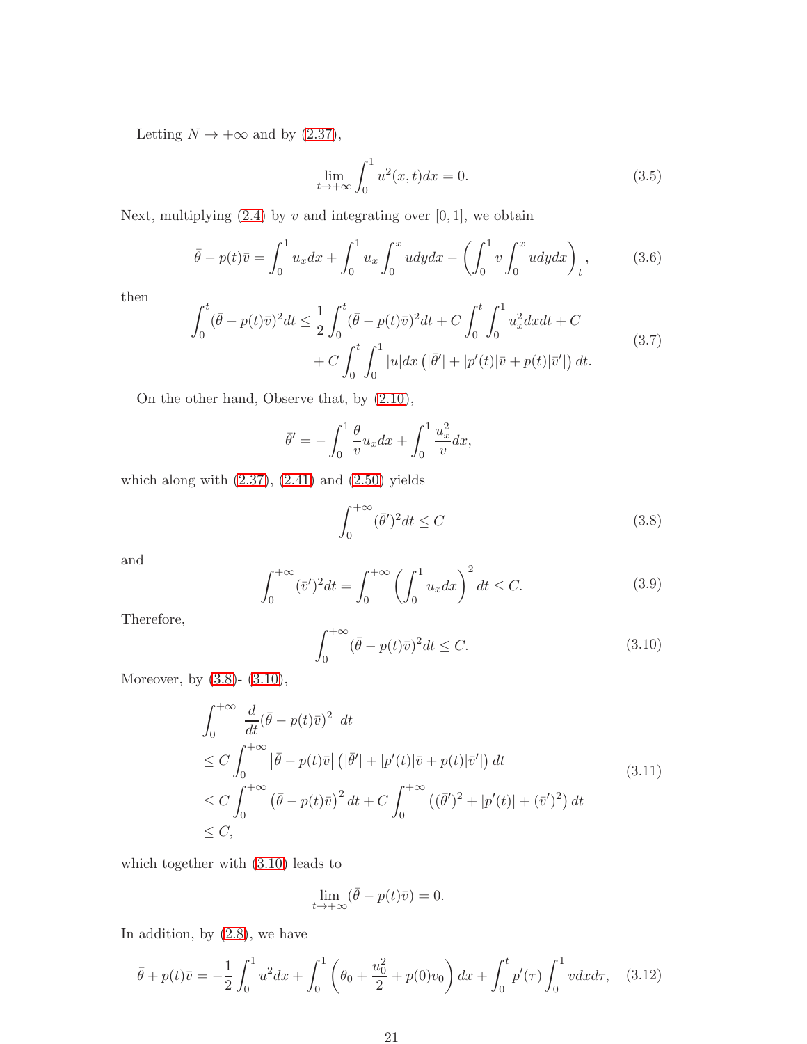Letting $N \to +\infty$ and by (2.37),

$$\lim_{t\to+\infty}\int_0^1 u^2(x,t)dx = 0. \tag{3.5}$$

Next, multiplying (2.4) by $v$ and integrating over $[0,1]$, we obtain

$$\bar\theta - p(t)\bar v = \int_0^1 u_x dx + \int_0^1 u_x \int_0^x u dy dx - \left(\int_0^1 v \int_0^x u dy dx\right)_t, \tag{3.6}$$

then

$$\begin{aligned}\int_0^t (\bar\theta - p(t)\bar v)^2 dt \le{}& \frac{1}{2}\int_0^t (\bar\theta - p(t)\bar v)^2 dt + C\int_0^t\int_0^1 u_x^2 dx dt + C \\ &+ C\int_0^t \int_0^1 |u| dx \left(|\bar\theta'| + |p'(t)|\bar v + p(t)|\bar v'|\right) dt.\end{aligned} \tag{3.7}$$

On the other hand, Observe that, by (2.10),

$$\bar\theta' = -\int_0^1 \frac{\theta}{v} u_x dx + \int_0^1 \frac{u_x^2}{v} dx,$$

which along with (2.37), (2.41) and (2.50) yields

$$\int_0^{+\infty} (\bar\theta')^2 dt \le C \tag{3.8}$$

and

$$\int_0^{+\infty} (\bar v')^2 dt = \int_0^{+\infty}\left(\int_0^1 u_x dx\right)^2 dt \le C. \tag{3.9}$$

Therefore,

$$\int_0^{+\infty} (\bar\theta - p(t)\bar v)^2 dt \le C. \tag{3.10}$$

Moreover, by (3.8)- (3.10),

$$\begin{aligned}&\int_0^{+\infty}\left|\frac{d}{dt}(\bar\theta - p(t)\bar v)^2\right| dt \\ &\le C\int_0^{+\infty} \left|\bar\theta - p(t)\bar v\right| \left(|\bar\theta'| + |p'(t)|\bar v + p(t)|\bar v'|\right) dt \\ &\le C\int_0^{+\infty}\left(\bar\theta - p(t)\bar v\right)^2 dt + C\int_0^{+\infty}\left((\bar\theta')^2 + |p'(t)| + (\bar v')^2\right) dt \\ &\le C,\end{aligned} \tag{3.11}$$

which together with (3.10) leads to

$$\lim_{t\to+\infty}(\bar\theta - p(t)\bar v) = 0.$$

In addition, by (2.8), we have

$$\bar\theta + p(t)\bar v = -\frac{1}{2}\int_0^1 u^2 dx + \int_0^1 \left(\theta_0 + \frac{u_0^2}{2} + p(0)v_0\right) dx + \int_0^t p'(\tau)\int_0^1 v dx d\tau, \tag{3.12}$$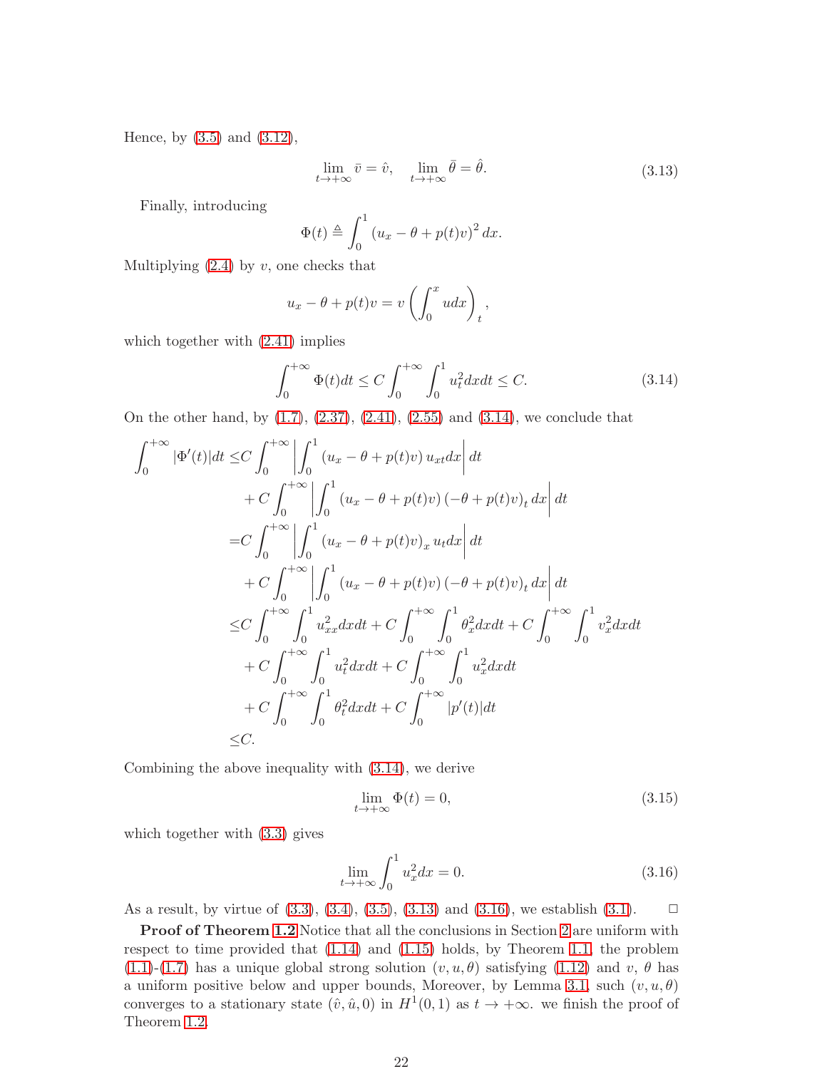Hence, by (3.5) and (3.12),

$$\lim_{t\to+\infty}\bar v=\hat v,\quad \lim_{t\to+\infty}\bar\theta=\hat\theta. \tag{3.13}$$

Finally, introducing

$$\Phi(t)\triangleq\int_0^1\left(u_x-\theta+p(t)v\right)^2dx.$$

Multiplying (2.4) by $v$, one checks that

$$u_x-\theta+p(t)v=v\left(\int_0^x udx\right)_t,$$

which together with (2.41) implies

$$\int_0^{+\infty}\Phi(t)dt\le C\int_0^{+\infty}\int_0^1 u_t^2dxdt\le C. \tag{3.14}$$

On the other hand, by (1.7), (2.37), (2.41), (2.55) and (3.14), we conclude that

$$\begin{aligned}
\int_0^{+\infty}|\Phi'(t)|dt\le&C\int_0^{+\infty}\left|\int_0^1\left(u_x-\theta+p(t)v\right)u_{xt}dx\right|dt\\
&+C\int_0^{+\infty}\left|\int_0^1\left(u_x-\theta+p(t)v\right)\left(-\theta+p(t)v\right)_tdx\right|dt\\
=&C\int_0^{+\infty}\left|\int_0^1\left(u_x-\theta+p(t)v\right)_xu_tdx\right|dt\\
&+C\int_0^{+\infty}\left|\int_0^1\left(u_x-\theta+p(t)v\right)\left(-\theta+p(t)v\right)_tdx\right|dt\\
\le&C\int_0^{+\infty}\int_0^1u_{xx}^2dxdt+C\int_0^{+\infty}\int_0^1\theta_x^2dxdt+C\int_0^{+\infty}\int_0^1v_x^2dxdt\\
&+C\int_0^{+\infty}\int_0^1u_t^2dxdt+C\int_0^{+\infty}\int_0^1u_x^2dxdt\\
&+C\int_0^{+\infty}\int_0^1\theta_t^2dxdt+C\int_0^{+\infty}|p'(t)|dt\\
\le&C.
\end{aligned}$$

Combining the above inequality with (3.14), we derive

$$\lim_{t\to+\infty}\Phi(t)=0, \tag{3.15}$$

which together with (3.3) gives

$$\lim_{t\to+\infty}\int_0^1u_x^2dx=0. \tag{3.16}$$

As a result, by virtue of (3.3), (3.4), (3.5), (3.13) and (3.16), we establish (3.1). $\square$

**Proof of Theorem 1.2** Notice that all the conclusions in Section 2 are uniform with respect to time provided that (1.14) and (1.15) holds, by Theorem 1.1, the problem (1.1)-(1.7) has a unique global strong solution $(v,u,\theta)$ satisfying (1.12) and $v$, $\theta$ has a uniform positive below and upper bounds, Moreover, by Lemma 3.1, such $(v,u,\theta)$ converges to a stationary state $(\hat v,\hat u,0)$ in $H^1(0,1)$ as $t\to+\infty$. we finish the proof of Theorem 1.2.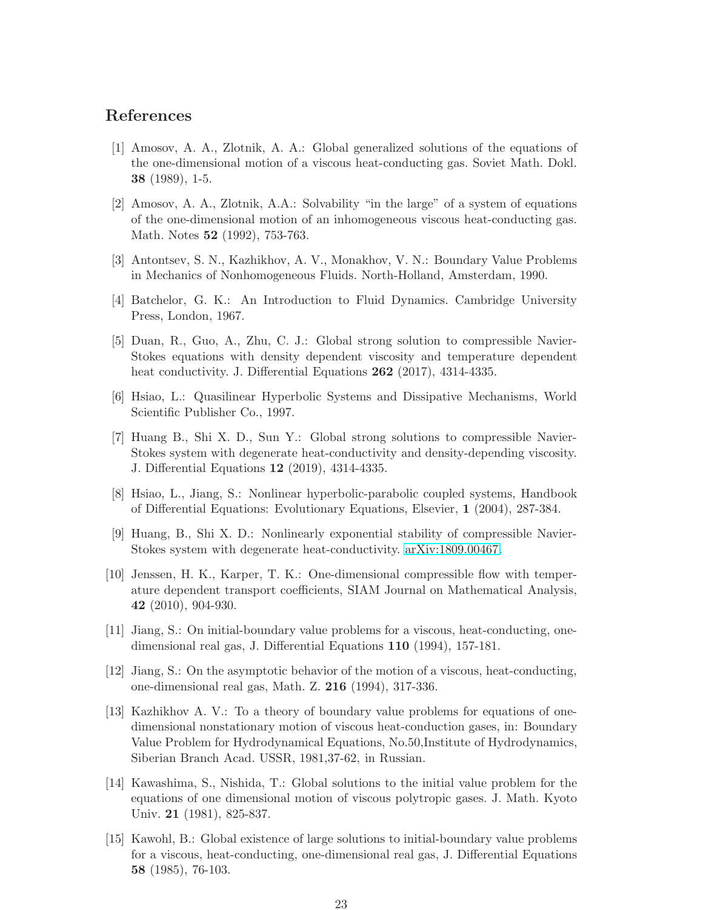## References

[1] Amosov, A. A., Zlotnik, A. A.: Global generalized solutions of the equations of the one-dimensional motion of a viscous heat-conducting gas. Soviet Math. Dokl. **38** (1989), 1-5.

[2] Amosov, A. A., Zlotnik, A.A.: Solvability "in the large" of a system of equations of the one-dimensional motion of an inhomogeneous viscous heat-conducting gas. Math. Notes **52** (1992), 753-763.

[3] Antontsev, S. N., Kazhikhov, A. V., Monakhov, V. N.: Boundary Value Problems in Mechanics of Nonhomogeneous Fluids. North-Holland, Amsterdam, 1990.

[4] Batchelor, G. K.: An Introduction to Fluid Dynamics. Cambridge University Press, London, 1967.

[5] Duan, R., Guo, A., Zhu, C. J.: Global strong solution to compressible Navier-Stokes equations with density dependent viscosity and temperature dependent heat conductivity. J. Differential Equations **262** (2017), 4314-4335.

[6] Hsiao, L.: Quasilinear Hyperbolic Systems and Dissipative Mechanisms, World Scientific Publisher Co., 1997.

[7] Huang B., Shi X. D., Sun Y.: Global strong solutions to compressible Navier-Stokes system with degenerate heat-conductivity and density-depending viscosity. J. Differential Equations **12** (2019), 4314-4335.

[8] Hsiao, L., Jiang, S.: Nonlinear hyperbolic-parabolic coupled systems, Handbook of Differential Equations: Evolutionary Equations, Elsevier, **1** (2004), 287-384.

[9] Huang, B., Shi X. D.: Nonlinearly exponential stability of compressible Navier-Stokes system with degenerate heat-conductivity. arXiv:1809.00467.

[10] Jenssen, H. K., Karper, T. K.: One-dimensional compressible flow with temperature dependent transport coefficients, SIAM Journal on Mathematical Analysis, **42** (2010), 904-930.

[11] Jiang, S.: On initial-boundary value problems for a viscous, heat-conducting, one-dimensional real gas, J. Differential Equations **110** (1994), 157-181.

[12] Jiang, S.: On the asymptotic behavior of the motion of a viscous, heat-conducting, one-dimensional real gas, Math. Z. **216** (1994), 317-336.

[13] Kazhikhov A. V.: To a theory of boundary value problems for equations of one-dimensional nonstationary motion of viscous heat-conduction gases, in: Boundary Value Problem for Hydrodynamical Equations, No.50,Institute of Hydrodynamics, Siberian Branch Acad. USSR, 1981,37-62, in Russian.

[14] Kawashima, S., Nishida, T.: Global solutions to the initial value problem for the equations of one dimensional motion of viscous polytropic gases. J. Math. Kyoto Univ. **21** (1981), 825-837.

[15] Kawohl, B.: Global existence of large solutions to initial-boundary value problems for a viscous, heat-conducting, one-dimensional real gas, J. Differential Equations **58** (1985), 76-103.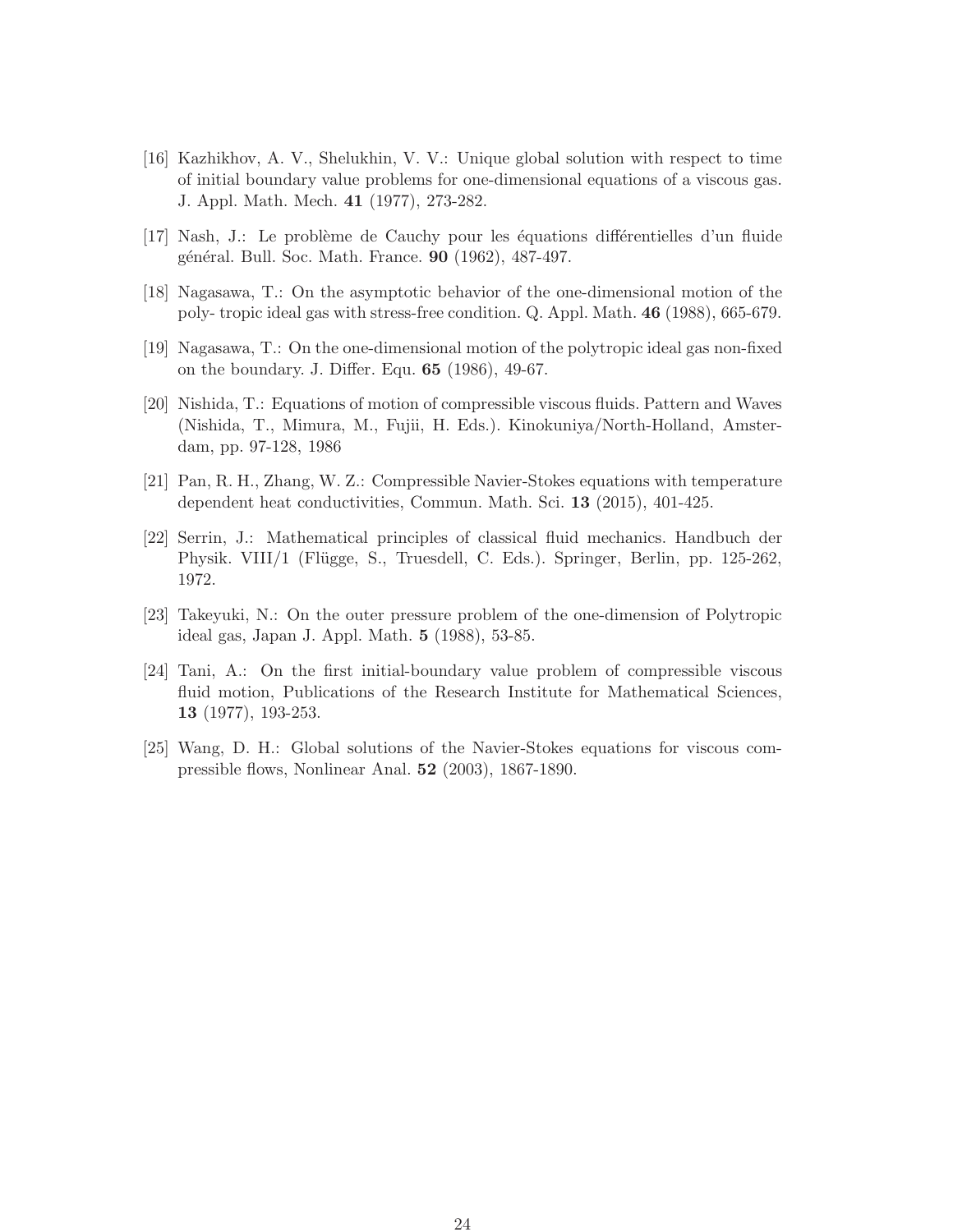[16] Kazhikhov, A. V., Shelukhin, V. V.: Unique global solution with respect to time of initial boundary value problems for one-dimensional equations of a viscous gas. J. Appl. Math. Mech. **41** (1977), 273-282.

[17] Nash, J.: Le problème de Cauchy pour les équations différentielles d'un fluide général. Bull. Soc. Math. France. **90** (1962), 487-497.

[18] Nagasawa, T.: On the asymptotic behavior of the one-dimensional motion of the poly- tropic ideal gas with stress-free condition. Q. Appl. Math. **46** (1988), 665-679.

[19] Nagasawa, T.: On the one-dimensional motion of the polytropic ideal gas non-fixed on the boundary. J. Differ. Equ. **65** (1986), 49-67.

[20] Nishida, T.: Equations of motion of compressible viscous fluids. Pattern and Waves (Nishida, T., Mimura, M., Fujii, H. Eds.). Kinokuniya/North-Holland, Amsterdam, pp. 97-128, 1986

[21] Pan, R. H., Zhang, W. Z.: Compressible Navier-Stokes equations with temperature dependent heat conductivities, Commun. Math. Sci. **13** (2015), 401-425.

[22] Serrin, J.: Mathematical principles of classical fluid mechanics. Handbuch der Physik. VIII/1 (Flügge, S., Truesdell, C. Eds.). Springer, Berlin, pp. 125-262, 1972.

[23] Takeyuki, N.: On the outer pressure problem of the one-dimension of Polytropic ideal gas, Japan J. Appl. Math. **5** (1988), 53-85.

[24] Tani, A.: On the first initial-boundary value problem of compressible viscous fluid motion, Publications of the Research Institute for Mathematical Sciences, **13** (1977), 193-253.

[25] Wang, D. H.: Global solutions of the Navier-Stokes equations for viscous compressible flows, Nonlinear Anal. **52** (2003), 1867-1890.